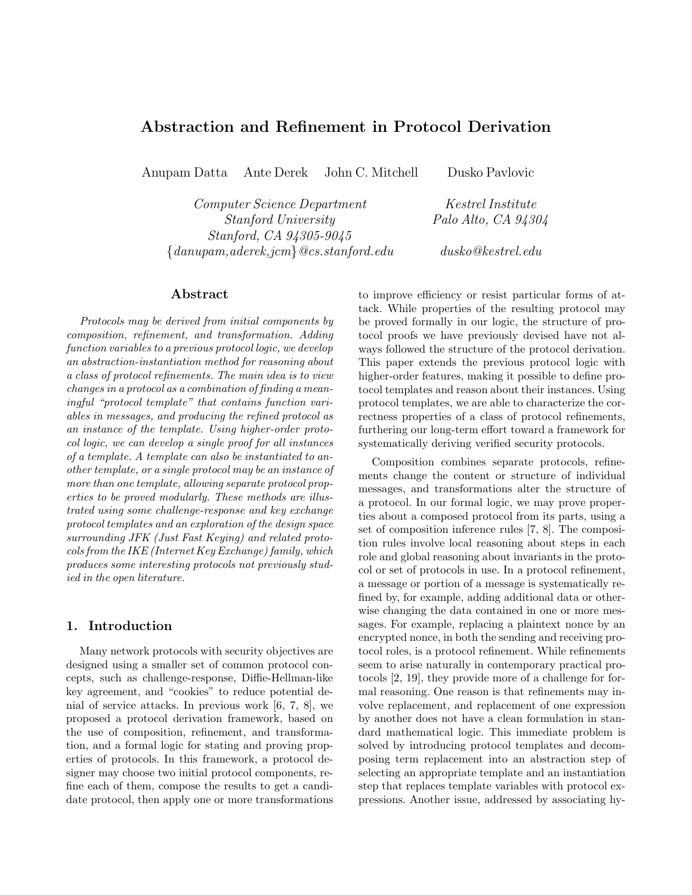# Abstraction and Refinement in Protocol Derivation

Anupam Datta Ante Derek John C. Mitchell Dusko Pavlovic

*Computer Science Department*
*Stanford University*
*Stanford, CA 94305-9045*
*{danupam,aderek,jcm}@cs.stanford.edu*

*Kestrel Institute*
*Palo Alto, CA 94304*
*dusko@kestrel.edu*

## Abstract

*Protocols may be derived from initial components by composition, refinement, and transformation. Adding function variables to a previous protocol logic, we develop an abstraction-instantiation method for reasoning about a class of protocol refinements. The main idea is to view changes in a protocol as a combination of finding a meaningful "protocol template" that contains function variables in messages, and producing the refined protocol as an instance of the template. Using higher-order protocol logic, we can develop a single proof for all instances of a template. A template can also be instantiated to another template, or a single protocol may be an instance of more than one template, allowing separate protocol properties to be proved modularly. These methods are illustrated using some challenge-response and key exchange protocol templates and an exploration of the design space surrounding JFK (Just Fast Keying) and related protocols from the IKE (Internet Key Exchange) family, which produces some interesting protocols not previously studied in the open literature.*

## 1. Introduction

Many network protocols with security objectives are designed using a smaller set of common protocol concepts, such as challenge-response, Diffie-Hellman-like key agreement, and "cookies" to reduce potential denial of service attacks. In previous work [6, 7, 8], we proposed a protocol derivation framework, based on the use of composition, refinement, and transformation, and a formal logic for stating and proving properties of protocols. In this framework, a protocol designer may choose two initial protocol components, refine each of them, compose the results to get a candidate protocol, then apply one or more transformations to improve efficiency or resist particular forms of attack. While properties of the resulting protocol may be proved formally in our logic, the structure of protocol proofs we have previously devised have not always followed the structure of the protocol derivation. This paper extends the previous protocol logic with higher-order features, making it possible to define protocol templates and reason about their instances. Using protocol templates, we are able to characterize the correctness properties of a class of protocol refinements, furthering our long-term effort toward a framework for systematically deriving verified security protocols.

Composition combines separate protocols, refinements change the content or structure of individual messages, and transformations alter the structure of a protocol. In our formal logic, we may prove properties about a composed protocol from its parts, using a set of composition inference rules [7, 8]. The composition rules involve local reasoning about steps in each role and global reasoning about invariants in the protocol or set of protocols in use. In a protocol refinement, a message or portion of a message is systematically refined by, for example, adding additional data or otherwise changing the data contained in one or more messages. For example, replacing a plaintext nonce by an encrypted nonce, in both the sending and receiving protocol roles, is a protocol refinement. While refinements seem to arise naturally in contemporary practical protocols [2, 19], they provide more of a challenge for formal reasoning. One reason is that refinements may involve replacement, and replacement of one expression by another does not have a clean formulation in standard mathematical logic. This immediate problem is solved by introducing protocol templates and decomposing term replacement into an abstraction step of selecting an appropriate template and an instantiation step that replaces template variables with protocol expressions. Another issue, addressed by associating hy-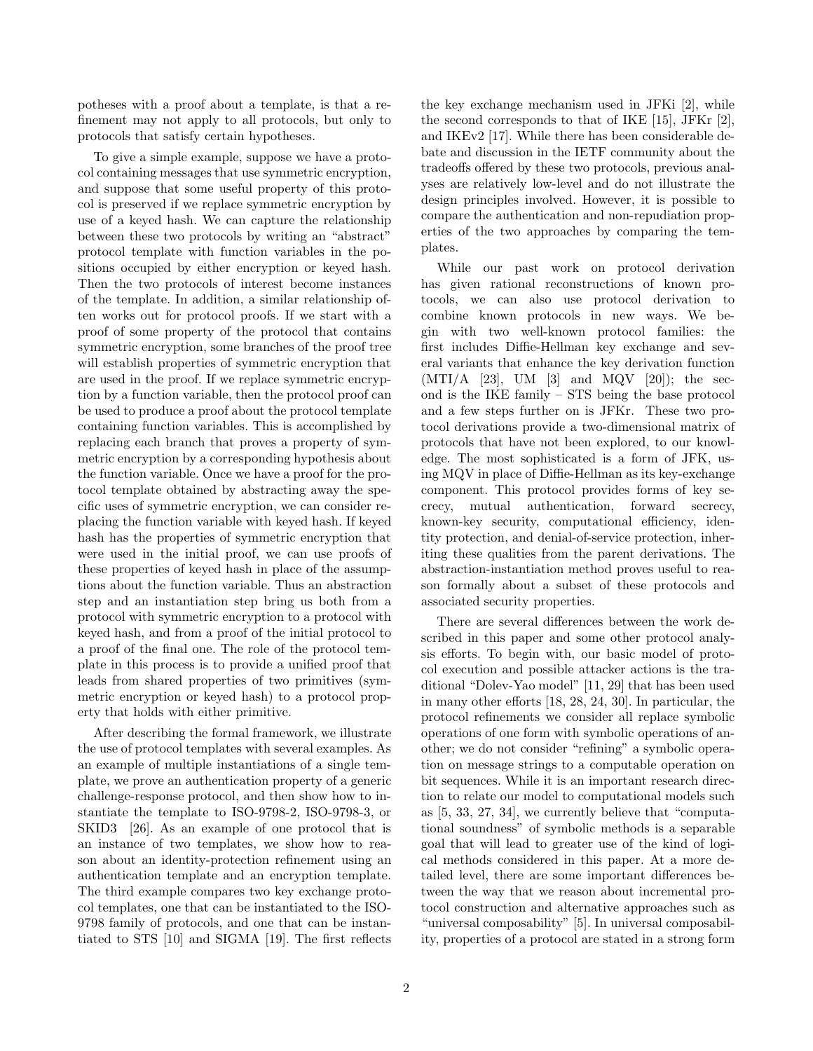potheses with a proof about a template, is that a refinement may not apply to all protocols, but only to protocols that satisfy certain hypotheses.

To give a simple example, suppose we have a protocol containing messages that use symmetric encryption, and suppose that some useful property of this protocol is preserved if we replace symmetric encryption by use of a keyed hash. We can capture the relationship between these two protocols by writing an "abstract" protocol template with function variables in the positions occupied by either encryption or keyed hash. Then the two protocols of interest become instances of the template. In addition, a similar relationship often works out for protocol proofs. If we start with a proof of some property of the protocol that contains symmetric encryption, some branches of the proof tree will establish properties of symmetric encryption that are used in the proof. If we replace symmetric encryption by a function variable, then the protocol proof can be used to produce a proof about the protocol template containing function variables. This is accomplished by replacing each branch that proves a property of symmetric encryption by a corresponding hypothesis about the function variable. Once we have a proof for the protocol template obtained by abstracting away the specific uses of symmetric encryption, we can consider replacing the function variable with keyed hash. If keyed hash has the properties of symmetric encryption that were used in the initial proof, we can use proofs of these properties of keyed hash in place of the assumptions about the function variable. Thus an abstraction step and an instantiation step bring us both from a protocol with symmetric encryption to a protocol with keyed hash, and from a proof of the initial protocol to a proof of the final one. The role of the protocol template in this process is to provide a unified proof that leads from shared properties of two primitives (symmetric encryption or keyed hash) to a protocol property that holds with either primitive.

After describing the formal framework, we illustrate the use of protocol templates with several examples. As an example of multiple instantiations of a single template, we prove an authentication property of a generic challenge-response protocol, and then show how to instantiate the template to ISO-9798-2, ISO-9798-3, or SKID3 [26]. As an example of one protocol that is an instance of two templates, we show how to reason about an identity-protection refinement using an authentication template and an encryption template. The third example compares two key exchange protocol templates, one that can be instantiated to the ISO-9798 family of protocols, and one that can be instantiated to STS [10] and SIGMA [19]. The first reflects the key exchange mechanism used in JFKi [2], while the second corresponds to that of IKE [15], JFKr [2], and IKEv2 [17]. While there has been considerable debate and discussion in the IETF community about the tradeoffs offered by these two protocols, previous analyses are relatively low-level and do not illustrate the design principles involved. However, it is possible to compare the authentication and non-repudiation properties of the two approaches by comparing the templates.

While our past work on protocol derivation has given rational reconstructions of known protocols, we can also use protocol derivation to combine known protocols in new ways. We begin with two well-known protocol families: the first includes Diffie-Hellman key exchange and several variants that enhance the key derivation function (MTI/A [23], UM [3] and MQV [20]); the second is the IKE family – STS being the base protocol and a few steps further on is JFKr. These two protocol derivations provide a two-dimensional matrix of protocols that have not been explored, to our knowledge. The most sophisticated is a form of JFK, using MQV in place of Diffie-Hellman as its key-exchange component. This protocol provides forms of key secrecy, mutual authentication, forward secrecy, known-key security, computational efficiency, identity protection, and denial-of-service protection, inheriting these qualities from the parent derivations. The abstraction-instantiation method proves useful to reason formally about a subset of these protocols and associated security properties.

There are several differences between the work described in this paper and some other protocol analysis efforts. To begin with, our basic model of protocol execution and possible attacker actions is the traditional "Dolev-Yao model" [11, 29] that has been used in many other efforts [18, 28, 24, 30]. In particular, the protocol refinements we consider all replace symbolic operations of one form with symbolic operations of another; we do not consider "refining" a symbolic operation on message strings to a computable operation on bit sequences. While it is an important research direction to relate our model to computational models such as [5, 33, 27, 34], we currently believe that "computational soundness" of symbolic methods is a separable goal that will lead to greater use of the kind of logical methods considered in this paper. At a more detailed level, there are some important differences between the way that we reason about incremental protocol construction and alternative approaches such as "universal composability" [5]. In universal composability, properties of a protocol are stated in a strong form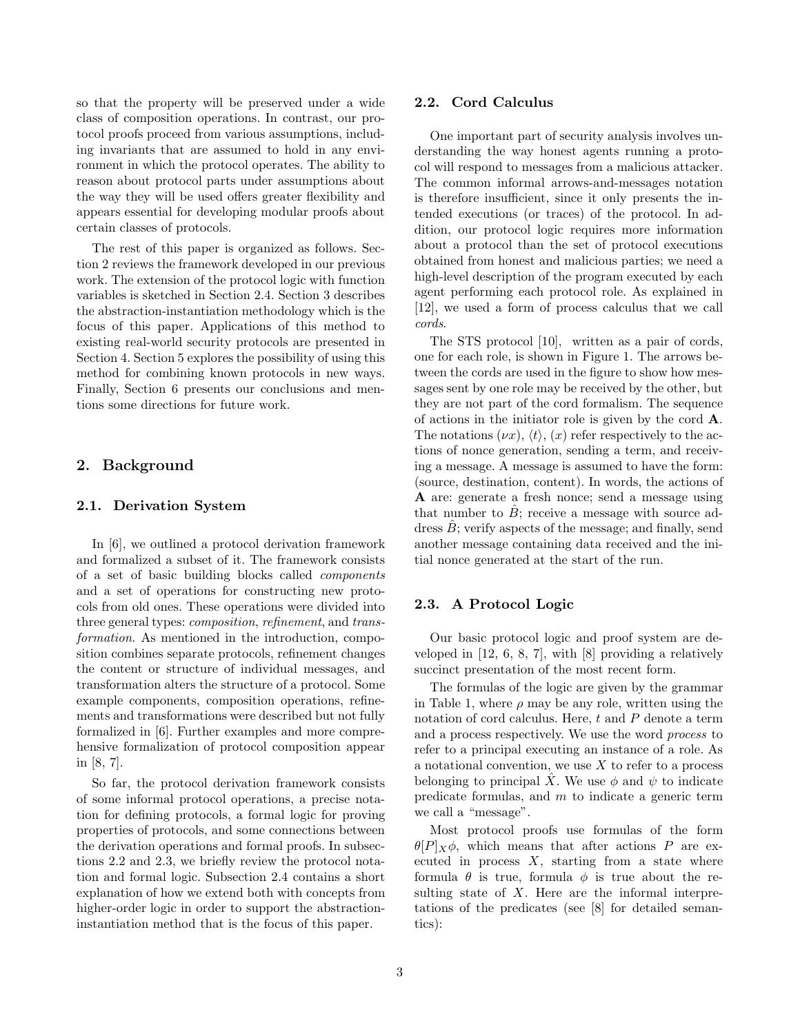so that the property will be preserved under a wide class of composition operations. In contrast, our protocol proofs proceed from various assumptions, including invariants that are assumed to hold in any environment in which the protocol operates. The ability to reason about protocol parts under assumptions about the way they will be used offers greater flexibility and appears essential for developing modular proofs about certain classes of protocols.

The rest of this paper is organized as follows. Section 2 reviews the framework developed in our previous work. The extension of the protocol logic with function variables is sketched in Section 2.4. Section 3 describes the abstraction-instantiation methodology which is the focus of this paper. Applications of this method to existing real-world security protocols are presented in Section 4. Section 5 explores the possibility of using this method for combining known protocols in new ways. Finally, Section 6 presents our conclusions and mentions some directions for future work.

## 2. Background

### 2.1. Derivation System

In [6], we outlined a protocol derivation framework and formalized a subset of it. The framework consists of a set of basic building blocks called *components* and a set of operations for constructing new protocols from old ones. These operations were divided into three general types: *composition*, *refinement*, and *transformation*. As mentioned in the introduction, composition combines separate protocols, refinement changes the content or structure of individual messages, and transformation alters the structure of a protocol. Some example components, composition operations, refinements and transformations were described but not fully formalized in [6]. Further examples and more comprehensive formalization of protocol composition appear in [8, 7].

So far, the protocol derivation framework consists of some informal protocol operations, a precise notation for defining protocols, a formal logic for proving properties of protocols, and some connections between the derivation operations and formal proofs. In subsections 2.2 and 2.3, we briefly review the protocol notation and formal logic. Subsection 2.4 contains a short explanation of how we extend both with concepts from higher-order logic in order to support the abstraction-instantiation method that is the focus of this paper.

### 2.2. Cord Calculus

One important part of security analysis involves understanding the way honest agents running a protocol will respond to messages from a malicious attacker. The common informal arrows-and-messages notation is therefore insufficient, since it only presents the intended executions (or traces) of the protocol. In addition, our protocol logic requires more information about a protocol than the set of protocol executions obtained from honest and malicious parties; we need a high-level description of the program executed by each agent performing each protocol role. As explained in [12], we used a form of process calculus that we call *cords*.

The STS protocol [10], written as a pair of cords, one for each role, is shown in Figure 1. The arrows between the cords are used in the figure to show how messages sent by one role may be received by the other, but they are not part of the cord formalism. The sequence of actions in the initiator role is given by the cord **A**. The notations $(\nu x)$, $\langle t \rangle$, $(x)$ refer respectively to the actions of nonce generation, sending a term, and receiving a message. A message is assumed to have the form: (source, destination, content). In words, the actions of **A** are: generate a fresh nonce; send a message using that number to $\hat{B}$; receive a message with source address $\hat{B}$; verify aspects of the message; and finally, send another message containing data received and the initial nonce generated at the start of the run.

### 2.3. A Protocol Logic

Our basic protocol logic and proof system are developed in [12, 6, 8, 7], with [8] providing a relatively succinct presentation of the most recent form.

The formulas of the logic are given by the grammar in Table 1, where $\rho$ may be any role, written using the notation of cord calculus. Here, $t$ and $P$ denote a term and a process respectively. We use the word *process* to refer to a principal executing an instance of a role. As a notational convention, we use $X$ to refer to a process belonging to principal $\hat{X}$. We use $\phi$ and $\psi$ to indicate predicate formulas, and $m$ to indicate a generic term we call a "message".

Most protocol proofs use formulas of the form $\theta[P]_X\phi$, which means that after actions $P$ are executed in process $X$, starting from a state where formula $\theta$ is true, formula $\phi$ is true about the resulting state of $X$. Here are the informal interpretations of the predicates (see [8] for detailed semantics):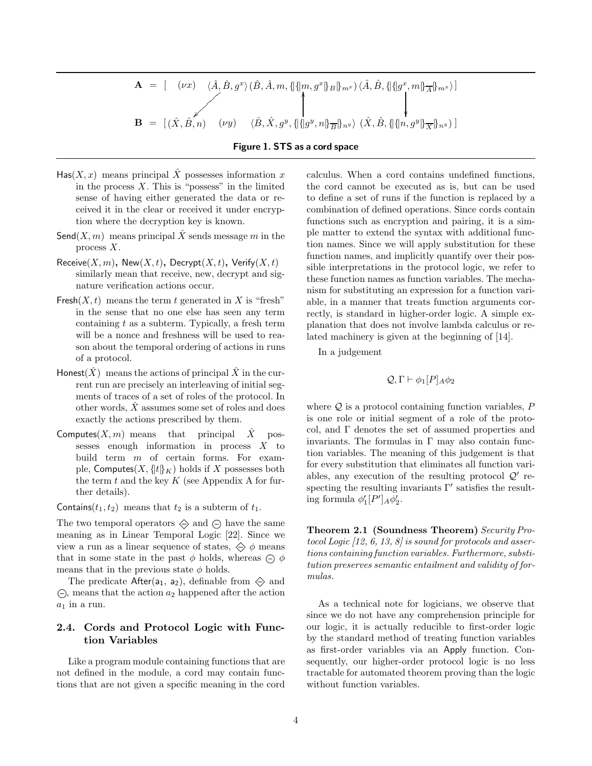$$\mathbf{A} = [\quad (\nu x) \quad \langle \hat{A}, \hat{B}, g^x \rangle \, (\hat{B}, \hat{A}, m, \{\!|\{\!|m, g^x|\!\}_B|\!\}_{m^x}) \, \langle \hat{A}, \hat{B}, \{\!|\{\!|g^x, m|\!\}_{\overline{A}}|\!\}_{m^x} \rangle \,]$$

$$\mathbf{B} = [\,(\hat{X}, \hat{B}, n) \quad (\nu y) \quad \langle \hat{B}, \hat{X}, g^y, \{\!|\{\!|g^y, n|\!\}_{\overline{B}}|\!\}_{n^y} \rangle \; (\hat{X}, \hat{B}, \{\!|\{\!|n, g^y|\!\}_{\overline{X}}|\!\}_{n^y}) \,]$$

**Figure 1. STS as a cord space**

- $\mathsf{Has}(X, x)$ means principal $\hat{X}$ possesses information $x$ in the process $X$. This is "possess" in the limited sense of having either generated the data or received it in the clear or received it under encryption where the decryption key is known.
- $\mathsf{Send}(X, m)$ means principal $\hat{X}$ sends message $m$ in the process $X$.
- $\mathsf{Receive}(X, m)$, $\mathsf{New}(X, t)$, $\mathsf{Decrypt}(X, t)$, $\mathsf{Verify}(X, t)$ similarly mean that receive, new, decrypt and signature verification actions occur.
- $\mathsf{Fresh}(X, t)$ means the term $t$ generated in $X$ is "fresh" in the sense that no one else has seen any term containing $t$ as a subterm. Typically, a fresh term will be a nonce and freshness will be used to reason about the temporal ordering of actions in runs of a protocol.
- $\mathsf{Honest}(\hat{X})$ means the actions of principal $\hat{X}$ in the current run are precisely an interleaving of initial segments of traces of a set of roles of the protocol. In other words, $\hat{X}$ assumes some set of roles and does exactly the actions prescribed by them.
- $\mathsf{Computes}(X, m)$ means that principal $\hat{X}$ possesses enough information in process $X$ to build term $m$ of certain forms. For example, $\mathsf{Computes}(X, \{\!|t|\!\}_K)$ holds if $X$ possesses both the term $t$ and the key $K$ (see Appendix A for further details).
- $\mathsf{Contains}(t_1, t_2)$ means that $t_2$ is a subterm of $t_1$.

The two temporal operators $\diamondminus$ and $\ominus$ have the same meaning as in Linear Temporal Logic [22]. Since we view a run as a linear sequence of states, $\diamondminus\, \phi$ means that in some state in the past $\phi$ holds, whereas $\ominus\, \phi$ means that in the previous state $\phi$ holds.

The predicate $\mathsf{After}(\mathsf{a}_1, \mathsf{a}_2)$, definable from $\diamondminus$ and $\ominus$, means that the action $a_2$ happened after the action $a_1$ in a run.

### 2.4. Cords and Protocol Logic with Function Variables

Like a program module containing functions that are not defined in the module, a cord may contain functions that are not given a specific meaning in the cord calculus. When a cord contains undefined functions, the cord cannot be executed as is, but can be used to define a set of runs if the function is replaced by a combination of defined operations. Since cords contain functions such as encryption and pairing, it is a simple matter to extend the syntax with additional function names. Since we will apply substitution for these function names, and implicitly quantify over their possible interpretations in the protocol logic, we refer to these function names as function variables. The mechanism for substituting an expression for a function variable, in a manner that treats function arguments correctly, is standard in higher-order logic. A simple explanation that does not involve lambda calculus or related machinery is given at the beginning of [14].

In a judgement

$$\mathcal{Q}, \Gamma \vdash \phi_1 [P]_A \phi_2$$

where $\mathcal{Q}$ is a protocol containing function variables, $P$ is one role or initial segment of a role of the protocol, and $\Gamma$ denotes the set of assumed properties and invariants. The formulas in $\Gamma$ may also contain function variables. The meaning of this judgement is that for every substitution that eliminates all function variables, any execution of the resulting protocol $\mathcal{Q}'$ respecting the resulting invariants $\Gamma'$ satisfies the resulting formula $\phi'_1 [P']_A \phi'_2$.

**Theorem 2.1 (Soundness Theorem)** *Security Protocol Logic [12, 6, 13, 8] is sound for protocols and assertions containing function variables. Furthermore, substitution preserves semantic entailment and validity of formulas.*

As a technical note for logicians, we observe that since we do not have any comprehension principle for our logic, it is actually reducible to first-order logic by the standard method of treating function variables as first-order variables via an $\mathsf{Apply}$ function. Consequently, our higher-order protocol logic is no less tractable for automated theorem proving than the logic without function variables.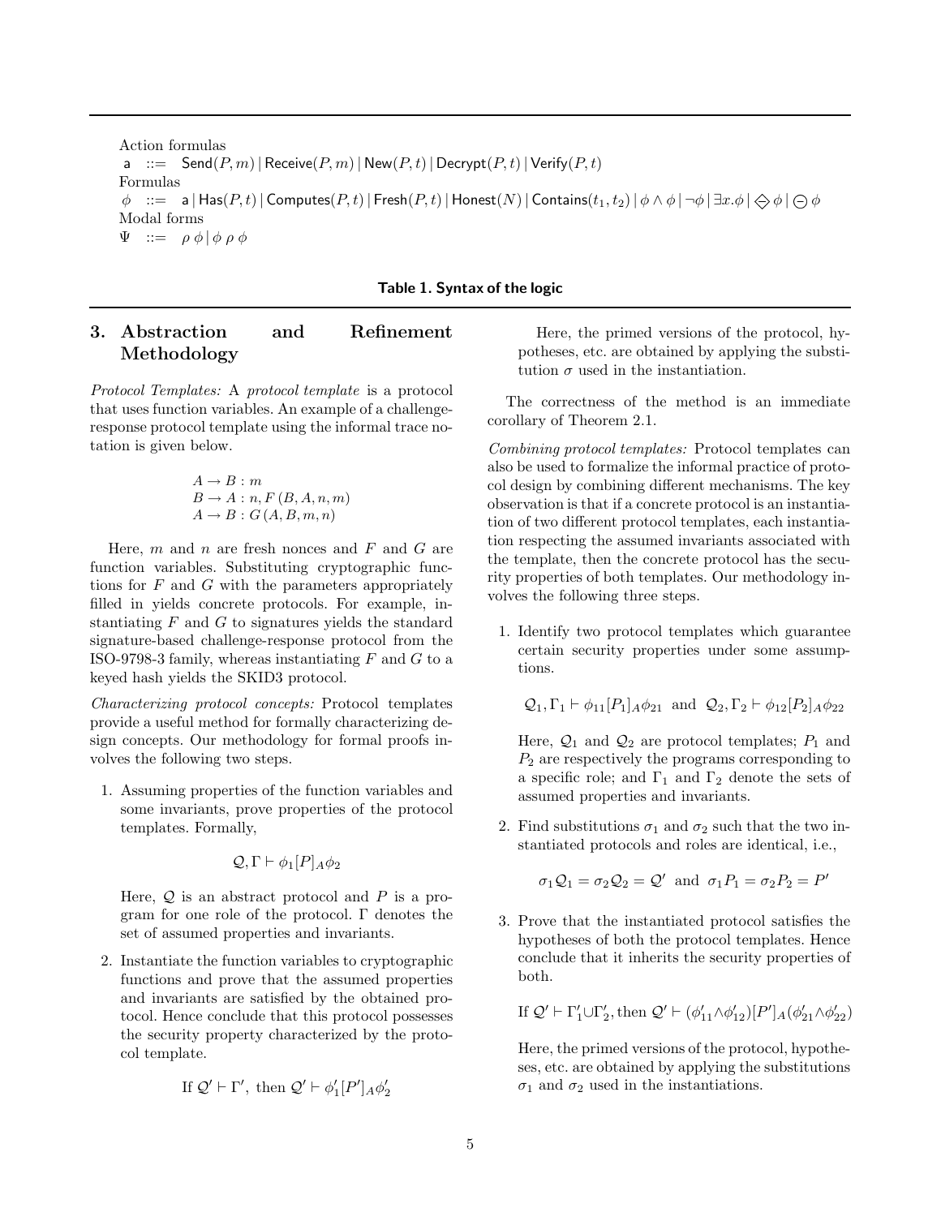Action formulas

$\mathsf{a} \quad ::= \quad \mathsf{Send}(P, m) \,|\, \mathsf{Receive}(P, m) \,|\, \mathsf{New}(P, t) \,|\, \mathsf{Decrypt}(P, t) \,|\, \mathsf{Verify}(P, t)$

Formulas

$\phi \quad ::= \quad \mathsf{a} \,|\, \mathsf{Has}(P, t) \,|\, \mathsf{Computes}(P, t) \,|\, \mathsf{Fresh}(P, t) \,|\, \mathsf{Honest}(N) \,|\, \mathsf{Contains}(t_1, t_2) \,|\, \phi \wedge \phi \,|\, \neg\phi \,|\, \exists x.\phi \,|\, \diamondminus \phi \,|\, \ominus \phi$

Modal forms

$\Psi \quad ::= \quad \rho\ \phi \,|\, \phi\ \rho\ \phi$

**Table 1. Syntax of the logic**

## 3. Abstraction and Refinement Methodology

*Protocol Templates:* A *protocol template* is a protocol that uses function variables. An example of a challenge-response protocol template using the informal trace notation is given below.

$$A \rightarrow B : m$$
$$B \rightarrow A : n, F\,(B, A, n, m)$$
$$A \rightarrow B : G\,(A, B, m, n)$$

Here, $m$ and $n$ are fresh nonces and $F$ and $G$ are function variables. Substituting cryptographic functions for $F$ and $G$ with the parameters appropriately filled in yields concrete protocols. For example, instantiating $F$ and $G$ to signatures yields the standard signature-based challenge-response protocol from the ISO-9798-3 family, whereas instantiating $F$ and $G$ to a keyed hash yields the SKID3 protocol.

*Characterizing protocol concepts:* Protocol templates provide a useful method for formally characterizing design concepts. Our methodology for formal proofs involves the following two steps.

1. Assuming properties of the function variables and some invariants, prove properties of the protocol templates. Formally,

   $$\mathcal{Q}, \Gamma \vdash \phi_1[P]_A\phi_2$$

   Here, $\mathcal{Q}$ is an abstract protocol and $P$ is a program for one role of the protocol. $\Gamma$ denotes the set of assumed properties and invariants.

2. Instantiate the function variables to cryptographic functions and prove that the assumed properties and invariants are satisfied by the obtained protocol. Hence conclude that this protocol possesses the security property characterized by the protocol template.

   $$\text{If } \mathcal{Q}' \vdash \Gamma', \text{ then } \mathcal{Q}' \vdash \phi'_1[P']_A\phi'_2$$

   Here, the primed versions of the protocol, hypotheses, etc. are obtained by applying the substitution $\sigma$ used in the instantiation.

The correctness of the method is an immediate corollary of Theorem 2.1.

*Combining protocol templates:* Protocol templates can also be used to formalize the informal practice of protocol design by combining different mechanisms. The key observation is that if a concrete protocol is an instantiation of two different protocol templates, each instantiation respecting the assumed invariants associated with the template, then the concrete protocol has the security properties of both templates. Our methodology involves the following three steps.

1. Identify two protocol templates which guarantee certain security properties under some assumptions.

   $$\mathcal{Q}_1, \Gamma_1 \vdash \phi_{11}[P_1]_A\phi_{21} \;\text{ and }\; \mathcal{Q}_2, \Gamma_2 \vdash \phi_{12}[P_2]_A\phi_{22}$$

   Here, $\mathcal{Q}_1$ and $\mathcal{Q}_2$ are protocol templates; $P_1$ and $P_2$ are respectively the programs corresponding to a specific role; and $\Gamma_1$ and $\Gamma_2$ denote the sets of assumed properties and invariants.

2. Find substitutions $\sigma_1$ and $\sigma_2$ such that the two instantiated protocols and roles are identical, i.e.,

   $$\sigma_1\mathcal{Q}_1 = \sigma_2\mathcal{Q}_2 = \mathcal{Q}' \;\text{ and }\; \sigma_1 P_1 = \sigma_2 P_2 = P'$$

3. Prove that the instantiated protocol satisfies the hypotheses of both the protocol templates. Hence conclude that it inherits the security properties of both.

   $$\text{If } \mathcal{Q}' \vdash \Gamma'_1 \cup \Gamma'_2, \text{then } \mathcal{Q}' \vdash (\phi'_{11} \wedge \phi'_{12})[P']_A(\phi'_{21} \wedge \phi'_{22})$$

   Here, the primed versions of the protocol, hypotheses, etc. are obtained by applying the substitutions $\sigma_1$ and $\sigma_2$ used in the instantiations.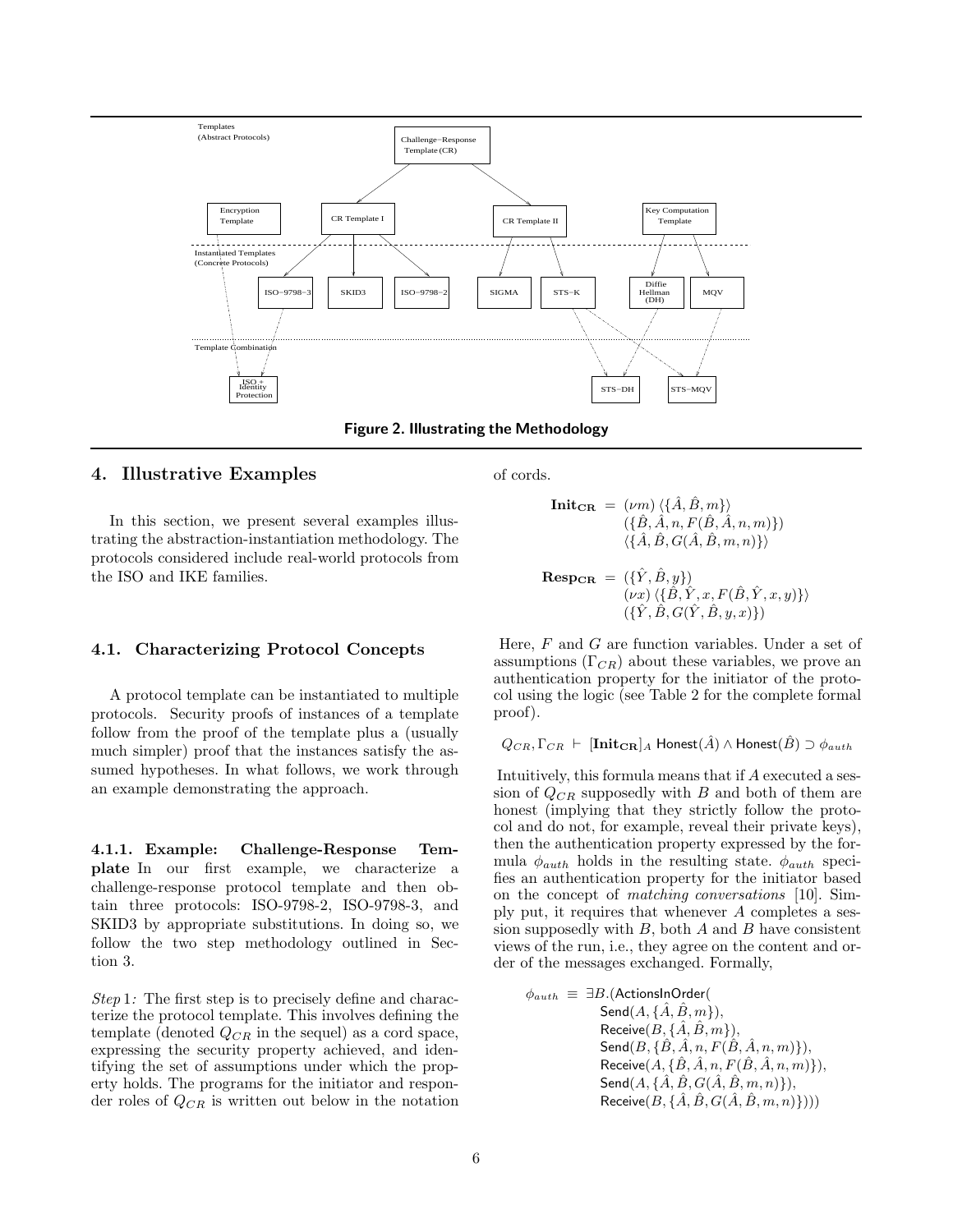Templates
(Abstract Protocols)

Challenge−Response Template (CR)

Encryption Template | CR Template I | CR Template II | Key Computation Template

Instantiated Templates
(Concrete Protocols)

ISO−9798−3 | SKID3 | ISO−9798−2 | SIGMA | STS−K | Diffie Hellman (DH) | MQV

Template Combination

ISO + Identity Protection | STS−DH | STS−MQV

**Figure 2. Illustrating the Methodology**

## 4. Illustrative Examples

In this section, we present several examples illustrating the abstraction-instantiation methodology. The protocols considered include real-world protocols from the ISO and IKE families.

### 4.1. Characterizing Protocol Concepts

A protocol template can be instantiated to multiple protocols. Security proofs of instances of a template follow from the proof of the template plus a (usually much simpler) proof that the instances satisfy the assumed hypotheses. In what follows, we work through an example demonstrating the approach.

**4.1.1. Example: Challenge-Response Template** In our first example, we characterize a challenge-response protocol template and then obtain three protocols: ISO-9798-2, ISO-9798-3, and SKID3 by appropriate substitutions. In doing so, we follow the two step methodology outlined in Section 3.

*Step* 1*:* The first step is to precisely define and characterize the protocol template. This involves defining the template (denoted $Q_{CR}$ in the sequel) as a cord space, expressing the security property achieved, and identifying the set of assumptions under which the property holds. The programs for the initiator and responder roles of $Q_{CR}$ is written out below in the notation of cords.

$$
\begin{aligned}
\mathbf{Init_{CR}} \;=\; & (\nu m)\,\langle\{\hat{A},\hat{B},m\}\rangle \\
& (\{\hat{B},\hat{A},n,F(\hat{B},\hat{A},n,m)\}) \\
& \langle\{\hat{A},\hat{B},G(\hat{A},\hat{B},m,n)\}\rangle
\end{aligned}
$$

$$
\begin{aligned}
\mathbf{Resp_{CR}} \;=\; & (\{\hat{Y},\hat{B},y\}) \\
& (\nu x)\,\langle\{\hat{B},\hat{Y},x,F(\hat{B},\hat{Y},x,y)\}\rangle \\
& (\{\hat{Y},\hat{B},G(\hat{Y},\hat{B},y,x)\})
\end{aligned}
$$

Here, $F$ and $G$ are function variables. Under a set of assumptions ($\Gamma_{CR}$) about these variables, we prove an authentication property for the initiator of the protocol using the logic (see Table 2 for the complete formal proof).

$$Q_{CR}, \Gamma_{CR} \;\vdash\; [\mathbf{Init_{CR}}]_A\ \mathsf{Honest}(\hat{A}) \wedge \mathsf{Honest}(\hat{B}) \supset \phi_{auth}$$

Intuitively, this formula means that if $A$ executed a session of $Q_{CR}$ supposedly with $B$ and both of them are honest (implying that they strictly follow the protocol and do not, for example, reveal their private keys), then the authentication property expressed by the formula $\phi_{auth}$ holds in the resulting state. $\phi_{auth}$ specifies an authentication property for the initiator based on the concept of *matching conversations* [10]. Simply put, it requires that whenever $A$ completes a session supposedly with $B$, both $A$ and $B$ have consistent views of the run, i.e., they agree on the content and order of the messages exchanged. Formally,

$$
\begin{aligned}
\phi_{auth} \;\equiv\; \exists B.(&\mathsf{ActionsInOrder}( \\
& \mathsf{Send}(A,\{\hat{A},\hat{B},m\}), \\
& \mathsf{Receive}(B,\{\hat{A},\hat{B},m\}), \\
& \mathsf{Send}(B,\{\hat{B},\hat{A},n,F(\hat{B},\hat{A},n,m)\}), \\
& \mathsf{Receive}(A,\{\hat{B},\hat{A},n,F(\hat{B},\hat{A},n,m)\}), \\
& \mathsf{Send}(A,\{\hat{A},\hat{B},G(\hat{A},\hat{B},m,n)\}), \\
& \mathsf{Receive}(B,\{\hat{A},\hat{B},G(\hat{A},\hat{B},m,n)\})))
\end{aligned}
$$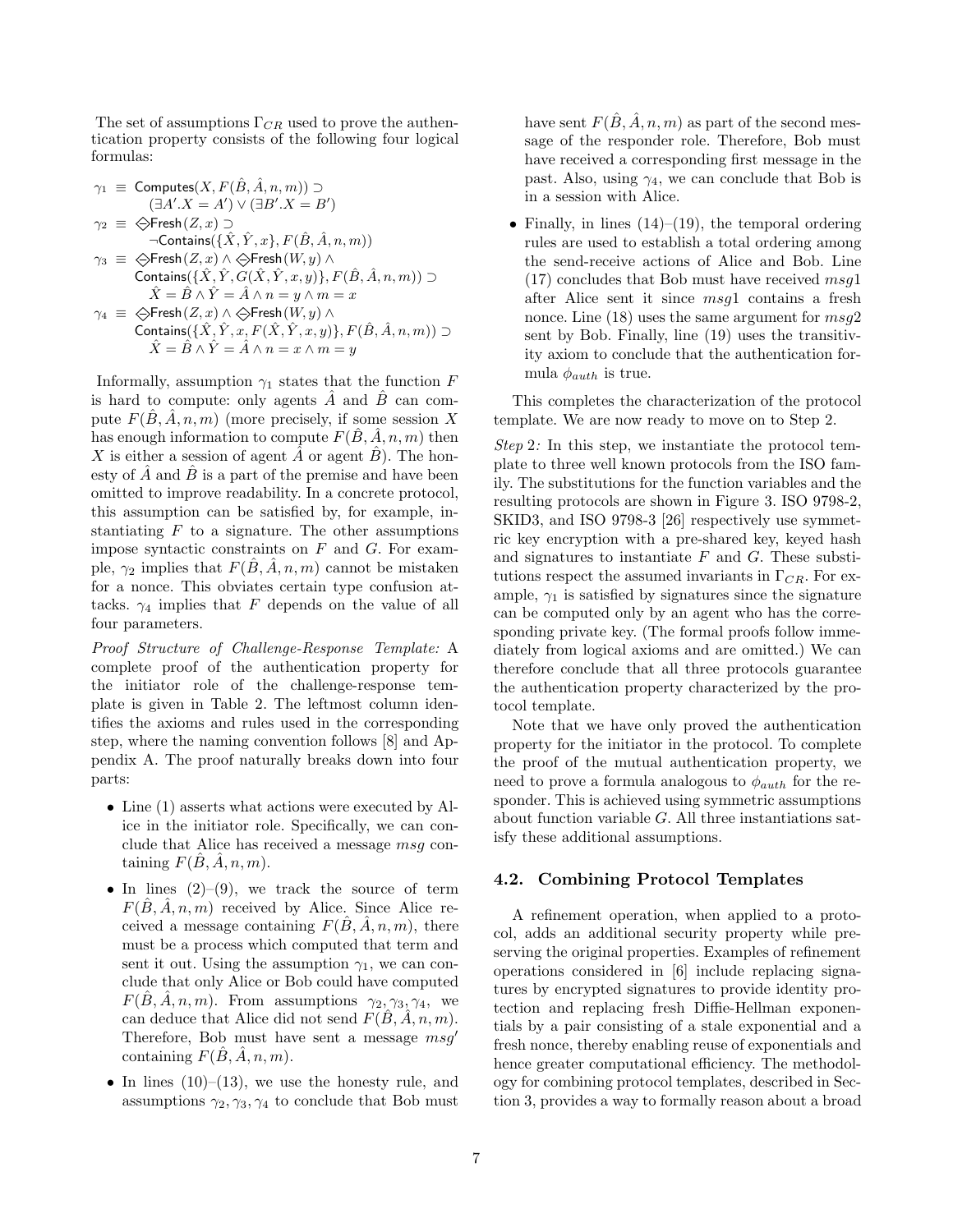The set of assumptions $\Gamma_{CR}$ used to prove the authentication property consists of the following four logical formulas:

$$\gamma_1 \equiv \mathsf{Computes}(X, F(\hat{B}, \hat{A}, n, m)) \supset (\exists A'.X = A') \vee (\exists B'.X = B')$$

$$\gamma_2 \equiv \diamondminus\mathsf{Fresh}(Z, x) \supset \neg\mathsf{Contains}(\{\hat{X}, \hat{Y}, x\}, F(\hat{B}, \hat{A}, n, m))$$

$$\gamma_3 \equiv \diamondminus\mathsf{Fresh}(Z, x) \wedge \diamondminus\mathsf{Fresh}(W, y) \wedge \mathsf{Contains}(\{\hat{X}, \hat{Y}, G(\hat{X}, \hat{Y}, x, y)\}, F(\hat{B}, \hat{A}, n, m)) \supset \hat{X} = \hat{B} \wedge \hat{Y} = \hat{A} \wedge n = y \wedge m = x$$

$$\gamma_4 \equiv \diamondminus\mathsf{Fresh}(Z, x) \wedge \diamondminus\mathsf{Fresh}(W, y) \wedge \mathsf{Contains}(\{\hat{X}, \hat{Y}, x, F(\hat{X}, \hat{Y}, x, y)\}, F(\hat{B}, \hat{A}, n, m)) \supset \hat{X} = \hat{B} \wedge \hat{Y} = \hat{A} \wedge n = x \wedge m = y$$

Informally, assumption $\gamma_1$ states that the function $F$ is hard to compute: only agents $\hat{A}$ and $\hat{B}$ can compute $F(\hat{B}, \hat{A}, n, m)$ (more precisely, if some session $X$ has enough information to compute $F(\hat{B}, \hat{A}, n, m)$ then $X$ is either a session of agent $\hat{A}$ or agent $\hat{B}$). The honesty of $\hat{A}$ and $\hat{B}$ is a part of the premise and have been omitted to improve readability. In a concrete protocol, this assumption can be satisfied by, for example, instantiating $F$ to a signature. The other assumptions impose syntactic constraints on $F$ and $G$. For example, $\gamma_2$ implies that $F(\hat{B}, \hat{A}, n, m)$ cannot be mistaken for a nonce. This obviates certain type confusion attacks. $\gamma_4$ implies that $F$ depends on the value of all four parameters.

*Proof Structure of Challenge-Response Template:* A complete proof of the authentication property for the initiator role of the challenge-response template is given in Table 2. The leftmost column identifies the axioms and rules used in the corresponding step, where the naming convention follows [8] and Appendix A. The proof naturally breaks down into four parts:

- Line (1) asserts what actions were executed by Alice in the initiator role. Specifically, we can conclude that Alice has received a message $msg$ containing $F(\hat{B}, \hat{A}, n, m)$.
- In lines (2)–(9), we track the source of term $F(\hat{B}, \hat{A}, n, m)$ received by Alice. Since Alice received a message containing $F(\hat{B}, \hat{A}, n, m)$, there must be a process which computed that term and sent it out. Using the assumption $\gamma_1$, we can conclude that only Alice or Bob could have computed $F(\hat{B}, \hat{A}, n, m)$. From assumptions $\gamma_2, \gamma_3, \gamma_4$, we can deduce that Alice did not send $F(\hat{B}, \hat{A}, n, m)$. Therefore, Bob must have sent a message $msg'$ containing $F(\hat{B}, \hat{A}, n, m)$.
- In lines (10)–(13), we use the honesty rule, and assumptions $\gamma_2, \gamma_3, \gamma_4$ to conclude that Bob must have sent $F(\hat{B}, \hat{A}, n, m)$ as part of the second message of the responder role. Therefore, Bob must have received a corresponding first message in the past. Also, using $\gamma_4$, we can conclude that Bob is in a session with Alice.
- Finally, in lines (14)–(19), the temporal ordering rules are used to establish a total ordering among the send-receive actions of Alice and Bob. Line (17) concludes that Bob must have received $msg1$ after Alice sent it since $msg1$ contains a fresh nonce. Line (18) uses the same argument for $msg2$ sent by Bob. Finally, line (19) uses the transitivity axiom to conclude that the authentication formula $\phi_{auth}$ is true.

This completes the characterization of the protocol template. We are now ready to move on to Step 2.

*Step 2:* In this step, we instantiate the protocol template to three well known protocols from the ISO family. The substitutions for the function variables and the resulting protocols are shown in Figure 3. ISO 9798-2, SKID3, and ISO 9798-3 [26] respectively use symmetric key encryption with a pre-shared key, keyed hash and signatures to instantiate $F$ and $G$. These substitutions respect the assumed invariants in $\Gamma_{CR}$. For example, $\gamma_1$ is satisfied by signatures since the signature can be computed only by an agent who has the corresponding private key. (The formal proofs follow immediately from logical axioms and are omitted.) We can therefore conclude that all three protocols guarantee the authentication property characterized by the protocol template.

Note that we have only proved the authentication property for the initiator in the protocol. To complete the proof of the mutual authentication property, we need to prove a formula analogous to $\phi_{auth}$ for the responder. This is achieved using symmetric assumptions about function variable $G$. All three instantiations satisfy these additional assumptions.

### 4.2. Combining Protocol Templates

A refinement operation, when applied to a protocol, adds an additional security property while preserving the original properties. Examples of refinement operations considered in [6] include replacing signatures by encrypted signatures to provide identity protection and replacing fresh Diffie-Hellman exponentials by a pair consisting of a stale exponential and a fresh nonce, thereby enabling reuse of exponentials and hence greater computational efficiency. The methodology for combining protocol templates, described in Section 3, provides a way to formally reason about a broad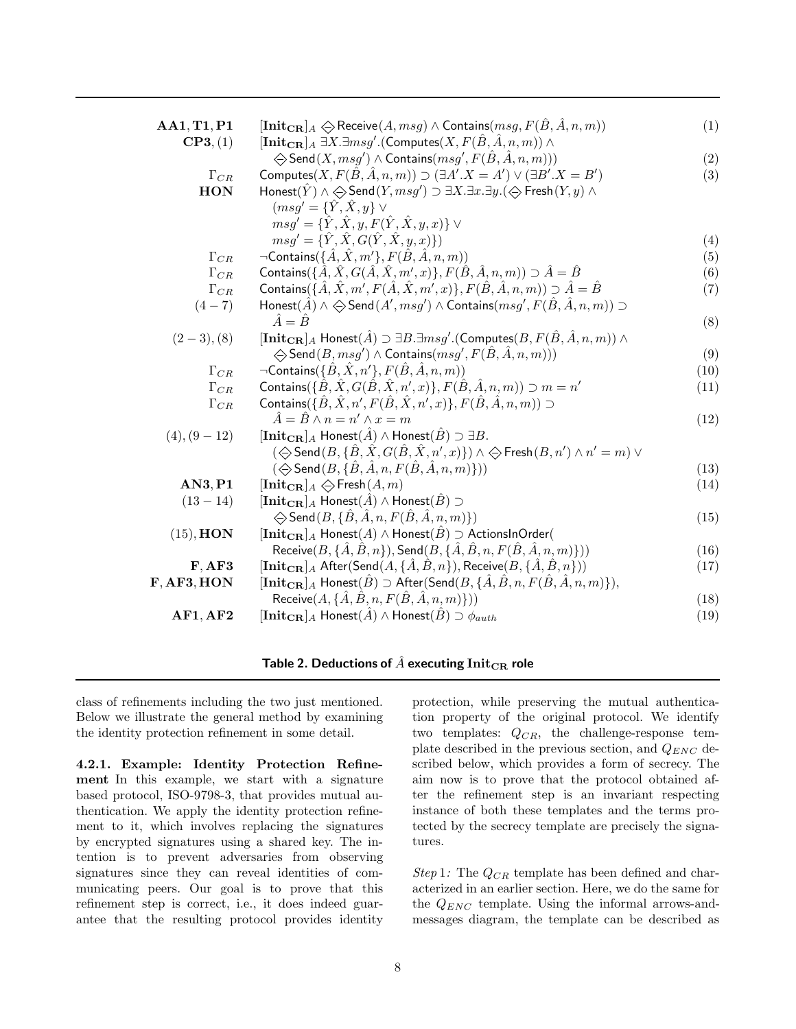| | | |
|---|---|---|
| **AA1**, **T1**, **P1** | $[\mathbf{Init_{CR}}]_A \diamondminus \mathsf{Receive}(A, msg) \wedge \mathsf{Contains}(msg, F(\hat{B}, \hat{A}, n, m))$ | (1) |
| **CP3**, (1) | $[\mathbf{Init_{CR}}]_A \exists X.\exists msg'.(\mathsf{Computes}(X, F(\hat{B}, \hat{A}, n, m)) \wedge \diamondminus \mathsf{Send}(X, msg') \wedge \mathsf{Contains}(msg', F(\hat{B}, \hat{A}, n, m)))$ | (2) |
| $\Gamma_{CR}$ | $\mathsf{Computes}(X, F(\hat{B}, \hat{A}, n, m)) \supset (\exists A'.X = A') \vee (\exists B'.X = B')$ | (3) |
| **HON** | $\mathsf{Honest}(\hat{Y}) \wedge \diamondminus \mathsf{Send}(Y, msg') \supset \exists X.\exists x.\exists y.(\diamondminus \mathsf{Fresh}(Y, y) \wedge (msg' = \{\hat{Y}, \hat{X}, y\} \vee msg' = \{\hat{Y}, \hat{X}, y, F(\hat{Y}, \hat{X}, y, x)\} \vee msg' = \{\hat{Y}, \hat{X}, G(\hat{Y}, \hat{X}, y, x)\})$ | (4) |
| $\Gamma_{CR}$ | $\neg\mathsf{Contains}(\{\hat{A}, \hat{X}, m'\}, F(\hat{B}, \hat{A}, n, m))$ | (5) |
| $\Gamma_{CR}$ | $\mathsf{Contains}(\{\hat{A}, \hat{X}, G(\hat{A}, \hat{X}, m', x)\}, F(\hat{B}, \hat{A}, n, m)) \supset \hat{A} = \hat{B}$ | (6) |
| $\Gamma_{CR}$ | $\mathsf{Contains}(\{\hat{A}, \hat{X}, m', F(\hat{A}, \hat{X}, m', x)\}, F(\hat{B}, \hat{A}, n, m)) \supset \hat{A} = \hat{B}$ | (7) |
| $(4-7)$ | $\mathsf{Honest}(\hat{A}) \wedge \diamondminus \mathsf{Send}(A', msg') \wedge \mathsf{Contains}(msg', F(\hat{B}, \hat{A}, n, m)) \supset \hat{A} = \hat{B}$ | (8) |
| $(2-3), (8)$ | $[\mathbf{Init_{CR}}]_A \mathsf{Honest}(\hat{A}) \supset \exists B.\exists msg'.(\mathsf{Computes}(B, F(\hat{B}, \hat{A}, n, m)) \wedge \diamondminus \mathsf{Send}(B, msg') \wedge \mathsf{Contains}(msg', F(\hat{B}, \hat{A}, n, m)))$ | (9) |
| $\Gamma_{CR}$ | $\neg\mathsf{Contains}(\{\hat{B}, \hat{X}, n'\}, F(\hat{B}, \hat{A}, n, m))$ | (10) |
| $\Gamma_{CR}$ | $\mathsf{Contains}(\{\hat{B}, \hat{X}, G(\hat{B}, \hat{X}, n', x)\}, F(\hat{B}, \hat{A}, n, m)) \supset m = n'$ | (11) |
| $\Gamma_{CR}$ | $\mathsf{Contains}(\{\hat{B}, \hat{X}, n', F(\hat{B}, \hat{X}, n', x)\}, F(\hat{B}, \hat{A}, n, m)) \supset \hat{A} = \hat{B} \wedge n = n' \wedge x = m$ | (12) |
| $(4), (9-12)$ | $[\mathbf{Init_{CR}}]_A \mathsf{Honest}(\hat{A}) \wedge \mathsf{Honest}(\hat{B}) \supset \exists B. (\diamondminus \mathsf{Send}(B, \{\hat{B}, \hat{X}, G(\hat{B}, \hat{X}, n', x)\}) \wedge \diamondminus \mathsf{Fresh}(B, n') \wedge n' = m) \vee (\diamondminus \mathsf{Send}(B, \{\hat{B}, \hat{A}, n, F(\hat{B}, \hat{A}, n, m)\}))$ | (13) |
| **AN3**, **P1** | $[\mathbf{Init_{CR}}]_A \diamondminus \mathsf{Fresh}(A, m)$ | (14) |
| $(13-14)$ | $[\mathbf{Init_{CR}}]_A \mathsf{Honest}(\hat{A}) \wedge \mathsf{Honest}(\hat{B}) \supset \diamondminus \mathsf{Send}(B, \{\hat{B}, \hat{A}, n, F(\hat{B}, \hat{A}, n, m)\})$ | (15) |
| (15), **HON** | $[\mathbf{Init_{CR}}]_A \mathsf{Honest}(A) \wedge \mathsf{Honest}(\hat{B}) \supset \mathsf{ActionsInOrder}(\mathsf{Receive}(B, \{\hat{A}, \hat{B}, n\}), \mathsf{Send}(B, \{\hat{A}, \hat{B}, n, F(\hat{B}, \hat{A}, n, m)\}))$ | (16) |
| **F**, **AF3** | $[\mathbf{Init_{CR}}]_A \mathsf{After}(\mathsf{Send}(A, \{\hat{A}, \hat{B}, n\}), \mathsf{Receive}(B, \{\hat{A}, \hat{B}, n\}))$ | (17) |
| **F**, **AF3**, **HON** | $[\mathbf{Init_{CR}}]_A \mathsf{Honest}(\hat{B}) \supset \mathsf{After}(\mathsf{Send}(B, \{\hat{A}, \hat{B}, n, F(\hat{B}, \hat{A}, n, m)\}), \mathsf{Receive}(A, \{\hat{A}, \hat{B}, n, F(\hat{B}, \hat{A}, n, m)\}))$ | (18) |
| **AF1**, **AF2** | $[\mathbf{Init_{CR}}]_A \mathsf{Honest}(\hat{A}) \wedge \mathsf{Honest}(\hat{B}) \supset \phi_{auth}$ | (19) |

**Table 2. Deductions of $\hat{A}$ executing $\mathbf{Init_{CR}}$ role**

class of refinements including the two just mentioned. Below we illustrate the general method by examining the identity protection refinement in some detail.

**4.2.1. Example: Identity Protection Refinement** In this example, we start with a signature based protocol, ISO-9798-3, that provides mutual authentication. We apply the identity protection refinement to it, which involves replacing the signatures by encrypted signatures using a shared key. The intention is to prevent adversaries from observing signatures since they can reveal identities of communicating peers. Our goal is to prove that this refinement step is correct, i.e., it does indeed guarantee that the resulting protocol provides identity protection, while preserving the mutual authentication property of the original protocol. We identify two templates: $Q_{CR}$, the challenge-response template described in the previous section, and $Q_{ENC}$ described below, which provides a form of secrecy. The aim now is to prove that the protocol obtained after the refinement step is an invariant respecting instance of both these templates and the terms protected by the secrecy template are precisely the signatures.

*Step* 1*:* The $Q_{CR}$ template has been defined and characterized in an earlier section. Here, we do the same for the $Q_{ENC}$ template. Using the informal arrows-and-messages diagram, the template can be described as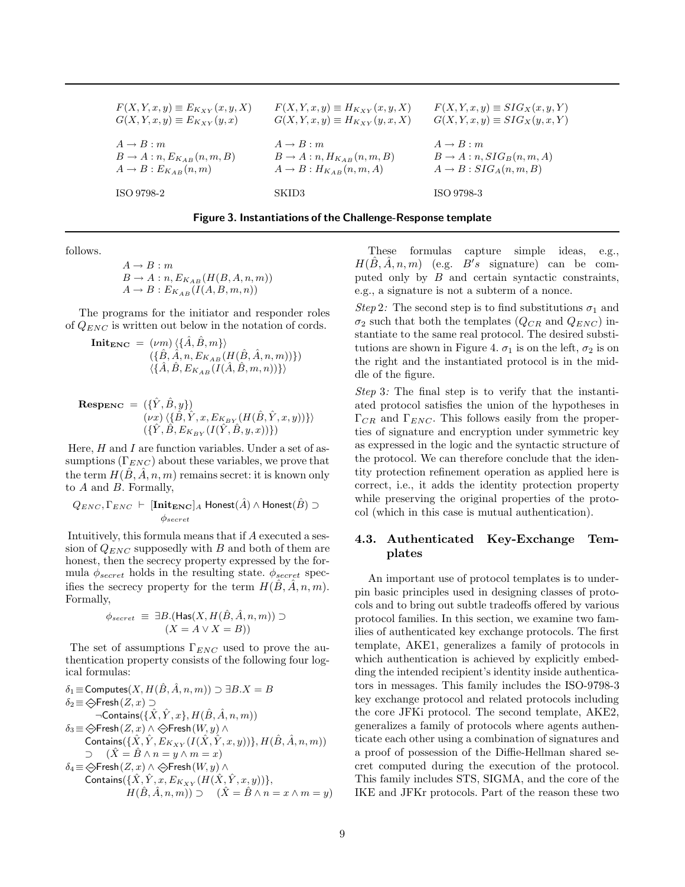| $F(X,Y,x,y) \equiv E_{K_{XY}}(x,y,X)$ | $F(X,Y,x,y) \equiv H_{K_{XY}}(x,y,X)$ | $F(X,Y,x,y) \equiv SIG_X(x,y,Y)$ |
|---|---|---|
| $G(X,Y,x,y) \equiv E_{K_{XY}}(y,x)$ | $G(X,Y,x,y) \equiv H_{K_{XY}}(y,x,X)$ | $G(X,Y,x,y) \equiv SIG_X(y,x,Y)$ |
| $A \rightarrow B : m$ | $A \rightarrow B : m$ | $A \rightarrow B : m$ |
| $B \rightarrow A : n, E_{K_{AB}}(n,m,B)$ | $B \rightarrow A : n, H_{K_{AB}}(n,m,B)$ | $B \rightarrow A : n, SIG_B(n,m,A)$ |
| $A \rightarrow B : E_{K_{AB}}(n,m)$ | $A \rightarrow B : H_{K_{AB}}(n,m,A)$ | $A \rightarrow B : SIG_A(n,m,B)$ |
| ISO 9798-2 | SKID3 | ISO 9798-3 |

**Figure 3. Instantiations of the Challenge-Response template**

follows.

$$
\begin{array}{l}
A \rightarrow B : m \\
B \rightarrow A : n, E_{K_{AB}}(H(B,A,n,m)) \\
A \rightarrow B : E_{K_{AB}}(I(A,B,m,n))
\end{array}
$$

The programs for the initiator and responder roles of $Q_{ENC}$ is written out below in the notation of cords.

$$
\begin{array}{rl}
\mathbf{Init_{ENC}} = & (\nu m)\langle\{\hat{A},\hat{B},m\}\rangle \\
& (\{\hat{B},\hat{A},n,E_{K_{AB}}(H(\hat{B},\hat{A},n,m))\}) \\
& \langle\{\hat{A},\hat{B},E_{K_{AB}}(I(\hat{A},\hat{B},m,n))\}\rangle
\end{array}
$$

$$
\begin{array}{rl}
\mathbf{Resp_{ENC}} = & (\{\hat{Y},\hat{B},y\}) \\
& (\nu x)\langle\{\hat{B},\hat{Y},x,E_{K_{BY}}(H(\hat{B},\hat{Y},x,y))\}\rangle \\
& (\{\hat{Y},\hat{B},E_{K_{BY}}(I(\hat{Y},\hat{B},y,x))\})
\end{array}
$$

Here, $H$ and $I$ are function variables. Under a set of assumptions ($\Gamma_{ENC}$) about these variables, we prove that the term $H(\hat{B},\hat{A},n,m)$ remains secret: it is known only to $A$ and $B$. Formally,

$$
Q_{ENC}, \Gamma_{ENC} \ \vdash \ [\mathbf{Init_{ENC}}]_A \ \mathsf{Honest}(\hat{A}) \wedge \mathsf{Honest}(\hat{B}) \supset \phi_{secret}
$$

Intuitively, this formula means that if $A$ executed a session of $Q_{ENC}$ supposedly with $B$ and both of them are honest, then the secrecy property expressed by the formula $\phi_{secret}$ holds in the resulting state. $\phi_{secret}$ specifies the secrecy property for the term $H(\hat{B},\hat{A},n,m)$. Formally,

$$
\phi_{secret} \ \equiv \ \exists B.(\mathsf{Has}(X,H(\hat{B},\hat{A},n,m)) \supset (X = A \vee X = B))
$$

The set of assumptions $\Gamma_{ENC}$ used to prove the authentication property consists of the following four logical formulas:

$$
\begin{array}{l}
\delta_1 \equiv \mathsf{Computes}(X,H(\hat{B},\hat{A},n,m)) \supset \exists B.X = B \\
\delta_2 \equiv \diamondsuit\mathsf{Fresh}(Z,x) \supset \\
\quad \neg\mathsf{Contains}(\{\hat{X},\hat{Y},x\},H(\hat{B},\hat{A},n,m)) \\
\delta_3 \equiv \diamondsuit\mathsf{Fresh}(Z,x) \wedge \diamondsuit\mathsf{Fresh}(W,y) \wedge \\
\quad \mathsf{Contains}(\{\hat{X},\hat{Y},E_{K_{XY}}(I(\hat{X},\hat{Y},x,y))\},H(\hat{B},\hat{A},n,m)) \\
\quad \supset \quad (\hat{X} = \hat{B} \wedge n = y \wedge m = x) \\
\delta_4 \equiv \diamondsuit\mathsf{Fresh}(Z,x) \wedge \diamondsuit\mathsf{Fresh}(W,y) \wedge \\
\quad \mathsf{Contains}(\{\hat{X},\hat{Y},x,E_{K_{XY}}(H(\hat{X},\hat{Y},x,y))\}, \\
\qquad H(\hat{B},\hat{A},n,m)) \supset \quad (\hat{X} = \hat{B} \wedge n = x \wedge m = y)
\end{array}
$$

These formulas capture simple ideas, e.g., $H(\hat{B},\hat{A},n,m)$ (e.g. $B's$ signature) can be computed only by $B$ and certain syntactic constraints, e.g., a signature is not a subterm of a nonce.

*Step 2:* The second step is to find substitutions $\sigma_1$ and $\sigma_2$ such that both the templates ($Q_{CR}$ and $Q_{ENC}$) instantiate to the same real protocol. The desired substitutions are shown in Figure 4. $\sigma_1$ is on the left, $\sigma_2$ is on the right and the instantiated protocol is in the middle of the figure.

*Step 3:* The final step is to verify that the instantiated protocol satisfies the union of the hypotheses in $\Gamma_{CR}$ and $\Gamma_{ENC}$. This follows easily from the properties of signature and encryption under symmetric key as expressed in the logic and the syntactic structure of the protocol. We can therefore conclude that the identity protection refinement operation as applied here is correct, i.e., it adds the identity protection property while preserving the original properties of the protocol (which in this case is mutual authentication).

### 4.3. Authenticated Key-Exchange Templates

An important use of protocol templates is to underpin basic principles used in designing classes of protocols and to bring out subtle tradeoffs offered by various protocol families. In this section, we examine two families of authenticated key exchange protocols. The first template, AKE1, generalizes a family of protocols in which authentication is achieved by explicitly embedding the intended recipient's identity inside authenticators in messages. This family includes the ISO-9798-3 key exchange protocol and related protocols including the core JFKi protocol. The second template, AKE2, generalizes a family of protocols where agents authenticate each other using a combination of signatures and a proof of possession of the Diffie-Hellman shared secret computed during the execution of the protocol. This family includes STS, SIGMA, and the core of the IKE and JFKr protocols. Part of the reason these two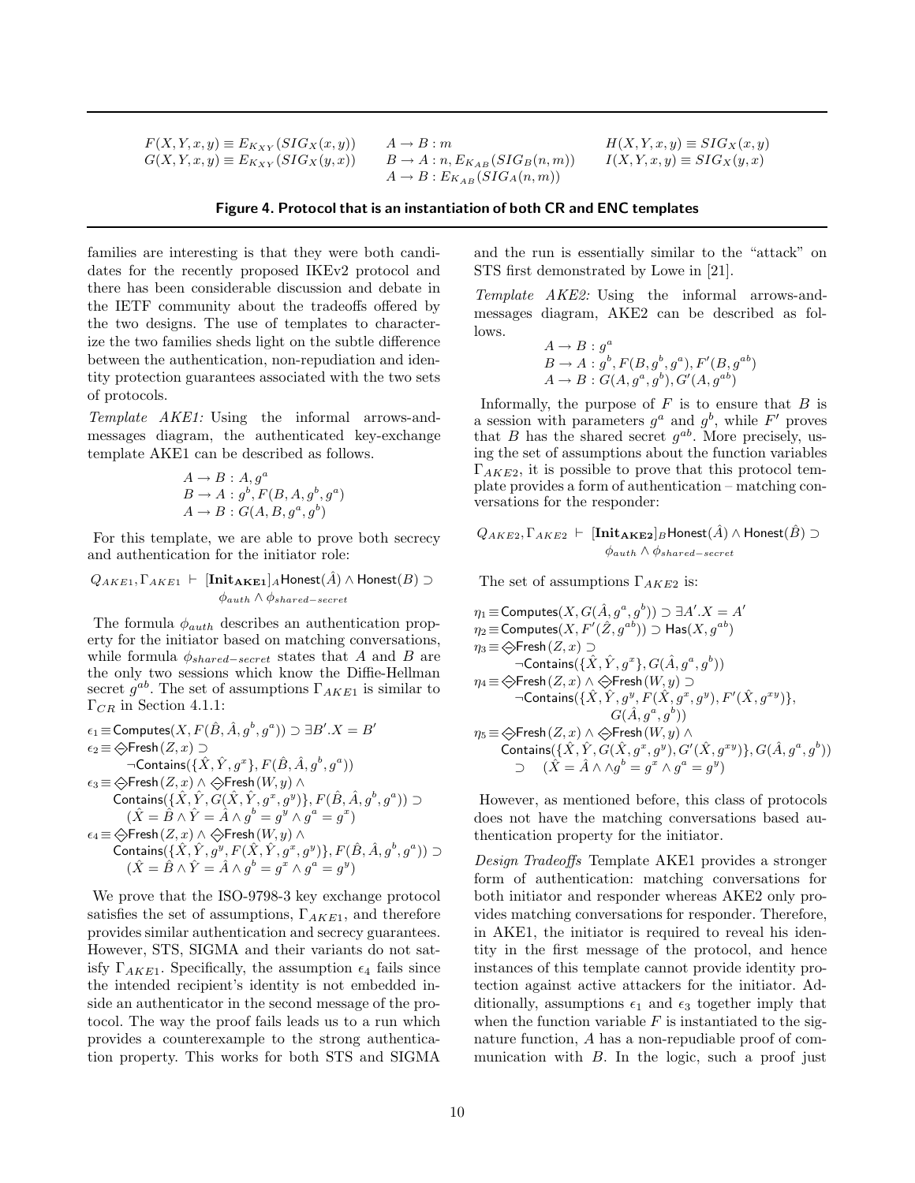$$F(X,Y,x,y) \equiv E_{K_{XY}}(SIG_X(x,y)) \qquad A \rightarrow B : m \qquad H(X,Y,x,y) \equiv SIG_X(x,y)$$

$$G(X,Y,x,y) \equiv E_{K_{XY}}(SIG_X(y,x)) \qquad B \rightarrow A : n, E_{K_{AB}}(SIG_B(n,m)) \qquad I(X,Y,x,y) \equiv SIG_X(y,x)$$

$$A \rightarrow B : E_{K_{AB}}(SIG_A(n,m))$$

**Figure 4. Protocol that is an instantiation of both CR and ENC templates**

families are interesting is that they were both candidates for the recently proposed IKEv2 protocol and there has been considerable discussion and debate in the IETF community about the tradeoffs offered by the two designs. The use of templates to characterize the two families sheds light on the subtle difference between the authentication, non-repudiation and identity protection guarantees associated with the two sets of protocols.

*Template AKE1:* Using the informal arrows-and-messages diagram, the authenticated key-exchange template AKE1 can be described as follows.

$$\begin{aligned} &A \rightarrow B : A, g^a \\ &B \rightarrow A : g^b, F(B, A, g^b, g^a) \\ &A \rightarrow B : G(A, B, g^a, g^b) \end{aligned}$$

For this template, we are able to prove both secrecy and authentication for the initiator role:

$$Q_{AKE1}, \Gamma_{AKE1} \ \vdash \ [\mathbf{Init_{AKE1}}]_A \mathsf{Honest}(\hat{A}) \wedge \mathsf{Honest}(B) \supset \phi_{auth} \wedge \phi_{shared-secret}$$

The formula $\phi_{auth}$ describes an authentication property for the initiator based on matching conversations, while formula $\phi_{shared-secret}$ states that $A$ and $B$ are the only two sessions which know the Diffie-Hellman secret $g^{ab}$. The set of assumptions $\Gamma_{AKE1}$ is similar to $\Gamma_{CR}$ in Section 4.1.1:

$$\begin{aligned}
\epsilon_1 \equiv\ & \mathsf{Computes}(X, F(\hat{B}, \hat{A}, g^b, g^a)) \supset \exists B'. X = B' \\
\epsilon_2 \equiv\ & \diamondsuit\mathsf{Fresh}(Z, x) \supset \\
& \quad \neg\mathsf{Contains}(\{\hat{X}, \hat{Y}, g^x\}, F(\hat{B}, \hat{A}, g^b, g^a)) \\
\epsilon_3 \equiv\ & \diamondsuit\mathsf{Fresh}(Z, x) \wedge \diamondsuit\mathsf{Fresh}(W, y) \wedge \\
& \mathsf{Contains}(\{\hat{X}, \hat{Y}, G(\hat{X}, \hat{Y}, g^x, g^y)\}, F(\hat{B}, \hat{A}, g^b, g^a)) \supset \\
& (\hat{X} = \hat{B} \wedge \hat{Y} = \hat{A} \wedge g^b = g^y \wedge g^a = g^x) \\
\epsilon_4 \equiv\ & \diamondsuit\mathsf{Fresh}(Z, x) \wedge \diamondsuit\mathsf{Fresh}(W, y) \wedge \\
& \mathsf{Contains}(\{\hat{X}, \hat{Y}, g^y, F(\hat{X}, \hat{Y}, g^x, g^y)\}, F(\hat{B}, \hat{A}, g^b, g^a)) \supset \\
& (\hat{X} = \hat{B} \wedge \hat{Y} = \hat{A} \wedge g^b = g^x \wedge g^a = g^y)
\end{aligned}$$

We prove that the ISO-9798-3 key exchange protocol satisfies the set of assumptions, $\Gamma_{AKE1}$, and therefore provides similar authentication and secrecy guarantees. However, STS, SIGMA and their variants do not satisfy $\Gamma_{AKE1}$. Specifically, the assumption $\epsilon_4$ fails since the intended recipient's identity is not embedded inside an authenticator in the second message of the protocol. The way the proof fails leads us to a run which provides a counterexample to the strong authentication property. This works for both STS and SIGMA and the run is essentially similar to the "attack" on STS first demonstrated by Lowe in [21].

*Template AKE2:* Using the informal arrows-and-messages diagram, AKE2 can be described as follows.

$$\begin{aligned} &A \rightarrow B : g^a \\ &B \rightarrow A : g^b, F(B, g^b, g^a), F'(B, g^{ab}) \\ &A \rightarrow B : G(A, g^a, g^b), G'(A, g^{ab}) \end{aligned}$$

Informally, the purpose of $F$ is to ensure that $B$ is a session with parameters $g^a$ and $g^b$, while $F'$ proves that $B$ has the shared secret $g^{ab}$. More precisely, using the set of assumptions about the function variables $\Gamma_{AKE2}$, it is possible to prove that this protocol template provides a form of authentication – matching conversations for the responder:

$$Q_{AKE2}, \Gamma_{AKE2} \ \vdash \ [\mathbf{Init_{AKE2}}]_B \mathsf{Honest}(\hat{A}) \wedge \mathsf{Honest}(\hat{B}) \supset \phi_{auth} \wedge \phi_{shared-secret}$$

The set of assumptions $\Gamma_{AKE2}$ is:

$$\begin{aligned}
\eta_1 \equiv\ & \mathsf{Computes}(X, G(\hat{A}, g^a, g^b)) \supset \exists A'. X = A' \\
\eta_2 \equiv\ & \mathsf{Computes}(X, F'(\hat{Z}, g^{ab})) \supset \mathsf{Has}(X, g^{ab}) \\
\eta_3 \equiv\ & \diamondsuit\mathsf{Fresh}(Z, x) \supset \\
& \quad \neg\mathsf{Contains}(\{\hat{X}, \hat{Y}, g^x\}, G(\hat{A}, g^a, g^b)) \\
\eta_4 \equiv\ & \diamondsuit\mathsf{Fresh}(Z, x) \wedge \diamondsuit\mathsf{Fresh}(W, y) \supset \\
& \quad \neg\mathsf{Contains}(\{\hat{X}, \hat{Y}, g^y, F(\hat{X}, g^x, g^y), F'(\hat{X}, g^{xy})\}, \\
& \qquad G(\hat{A}, g^a, g^b)) \\
\eta_5 \equiv\ & \diamondsuit\mathsf{Fresh}(Z, x) \wedge \diamondsuit\mathsf{Fresh}(W, y) \wedge \\
& \mathsf{Contains}(\{\hat{X}, \hat{Y}, G(\hat{X}, g^x, g^y), G'(\hat{X}, g^{xy})\}, G(\hat{A}, g^a, g^b)) \\
& \supset \quad (\hat{X} = \hat{A} \wedge \wedge g^b = g^x \wedge g^a = g^y)
\end{aligned}$$

However, as mentioned before, this class of protocols does not have the matching conversations based authentication property for the initiator.

*Design Tradeoffs* Template AKE1 provides a stronger form of authentication: matching conversations for both initiator and responder whereas AKE2 only provides matching conversations for responder. Therefore, in AKE1, the initiator is required to reveal his identity in the first message of the protocol, and hence instances of this template cannot provide identity protection against active attackers for the initiator. Additionally, assumptions $\epsilon_1$ and $\epsilon_3$ together imply that when the function variable $F$ is instantiated to the signature function, $A$ has a non-repudiable proof of communication with $B$. In the logic, such a proof just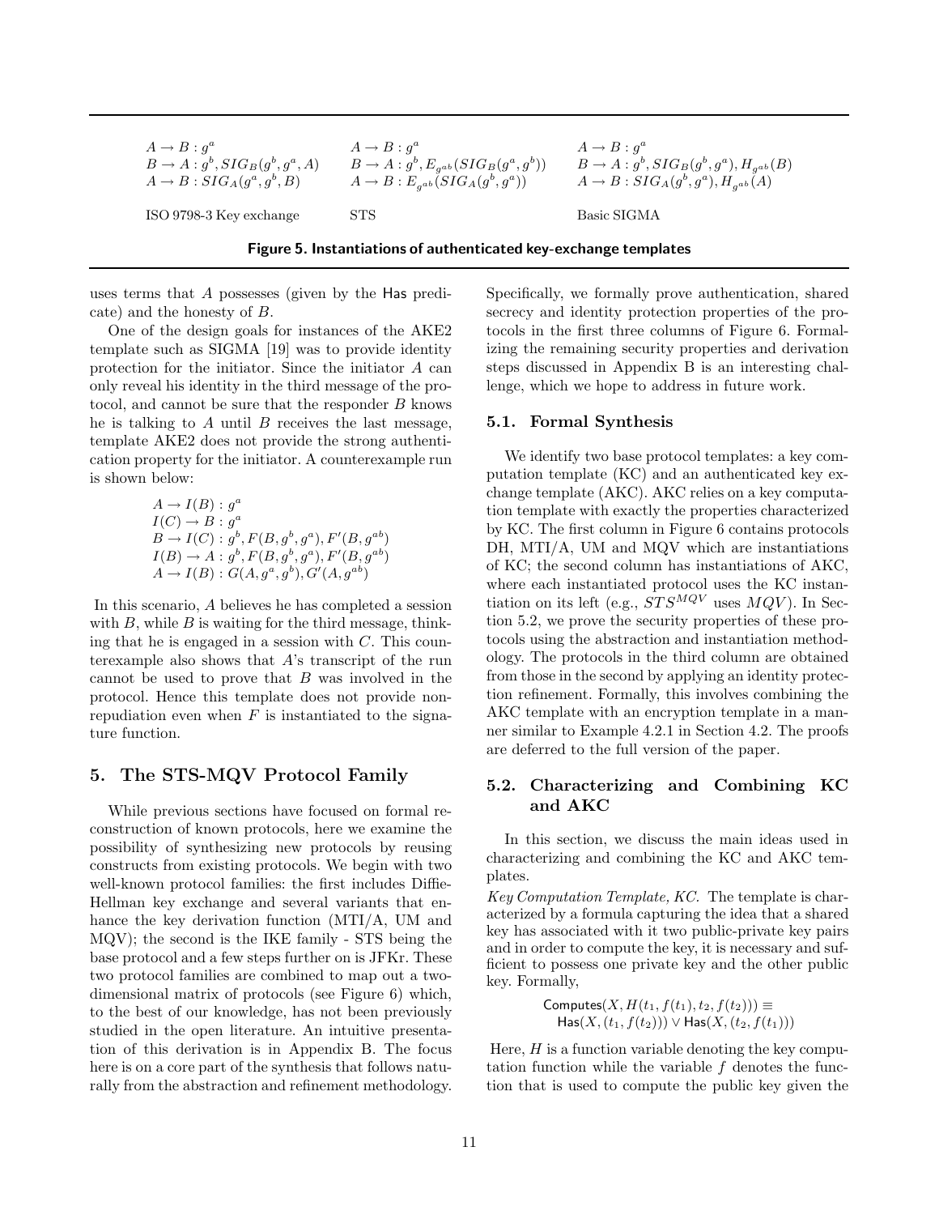| | | |
|---|---|---|
| $A \rightarrow B : g^a$ <br> $B \rightarrow A : g^b, SIG_B(g^b, g^a, A)$ <br> $A \rightarrow B : SIG_A(g^a, g^b, B)$ | $A \rightarrow B : g^a$ <br> $B \rightarrow A : g^b, E_{g^{ab}}(SIG_B(g^a, g^b))$ <br> $A \rightarrow B : E_{g^{ab}}(SIG_A(g^b, g^a))$ | $A \rightarrow B : g^a$ <br> $B \rightarrow A : g^b, SIG_B(g^b, g^a), H_{g^{ab}}(B)$ <br> $A \rightarrow B : SIG_A(g^b, g^a), H_{g^{ab}}(A)$ |
| ISO 9798-3 Key exchange | STS | Basic SIGMA |

**Figure 5. Instantiations of authenticated key-exchange templates**

uses terms that $A$ possesses (given by the Has predicate) and the honesty of $B$.

One of the design goals for instances of the AKE2 template such as SIGMA [19] was to provide identity protection for the initiator. Since the initiator $A$ can only reveal his identity in the third message of the protocol, and cannot be sure that the responder $B$ knows he is talking to $A$ until $B$ receives the last message, template AKE2 does not provide the strong authentication property for the initiator. A counterexample run is shown below:

$$
\begin{aligned}
&A \rightarrow I(B) : g^a \\
&I(C) \rightarrow B : g^a \\
&B \rightarrow I(C) : g^b, F(B, g^b, g^a), F'(B, g^{ab}) \\
&I(B) \rightarrow A : g^b, F(B, g^b, g^a), F'(B, g^{ab}) \\
&A \rightarrow I(B) : G(A, g^a, g^b), G'(A, g^{ab})
\end{aligned}
$$

In this scenario, $A$ believes he has completed a session with $B$, while $B$ is waiting for the third message, thinking that he is engaged in a session with $C$. This counterexample also shows that $A$'s transcript of the run cannot be used to prove that $B$ was involved in the protocol. Hence this template does not provide non-repudiation even when $F$ is instantiated to the signature function.

## 5. The STS-MQV Protocol Family

While previous sections have focused on formal reconstruction of known protocols, here we examine the possibility of synthesizing new protocols by reusing constructs from existing protocols. We begin with two well-known protocol families: the first includes Diffie-Hellman key exchange and several variants that enhance the key derivation function (MTI/A, UM and MQV); the second is the IKE family - STS being the base protocol and a few steps further on is JFKr. These two protocol families are combined to map out a two-dimensional matrix of protocols (see Figure 6) which, to the best of our knowledge, has not been previously studied in the open literature. An intuitive presentation of this derivation is in Appendix B. The focus here is on a core part of the synthesis that follows naturally from the abstraction and refinement methodology. Specifically, we formally prove authentication, shared secrecy and identity protection properties of the protocols in the first three columns of Figure 6. Formalizing the remaining security properties and derivation steps discussed in Appendix B is an interesting challenge, which we hope to address in future work.

### 5.1. Formal Synthesis

We identify two base protocol templates: a key computation template (KC) and an authenticated key exchange template (AKC). AKC relies on a key computation template with exactly the properties characterized by KC. The first column in Figure 6 contains protocols DH, MTI/A, UM and MQV which are instantiations of KC; the second column has instantiations of AKC, where each instantiated protocol uses the KC instantiation on its left (e.g., $STS^{MQV}$ uses $MQV$). In Section 5.2, we prove the security properties of these protocols using the abstraction and instantiation methodology. The protocols in the third column are obtained from those in the second by applying an identity protection refinement. Formally, this involves combining the AKC template with an encryption template in a manner similar to Example 4.2.1 in Section 4.2. The proofs are deferred to the full version of the paper.

### 5.2. Characterizing and Combining KC and AKC

In this section, we discuss the main ideas used in characterizing and combining the KC and AKC templates.

*Key Computation Template, KC.* The template is characterized by a formula capturing the idea that a shared key has associated with it two public-private key pairs and in order to compute the key, it is necessary and sufficient to possess one private key and the other public key. Formally,

$$
\begin{aligned}
&\mathsf{Computes}(X, H(t_1, f(t_1), t_2, f(t_2))) \equiv \\
&\quad \mathsf{Has}(X, (t_1, f(t_2))) \vee \mathsf{Has}(X, (t_2, f(t_1)))
\end{aligned}
$$

Here, $H$ is a function variable denoting the key computation function while the variable $f$ denotes the function that is used to compute the public key given the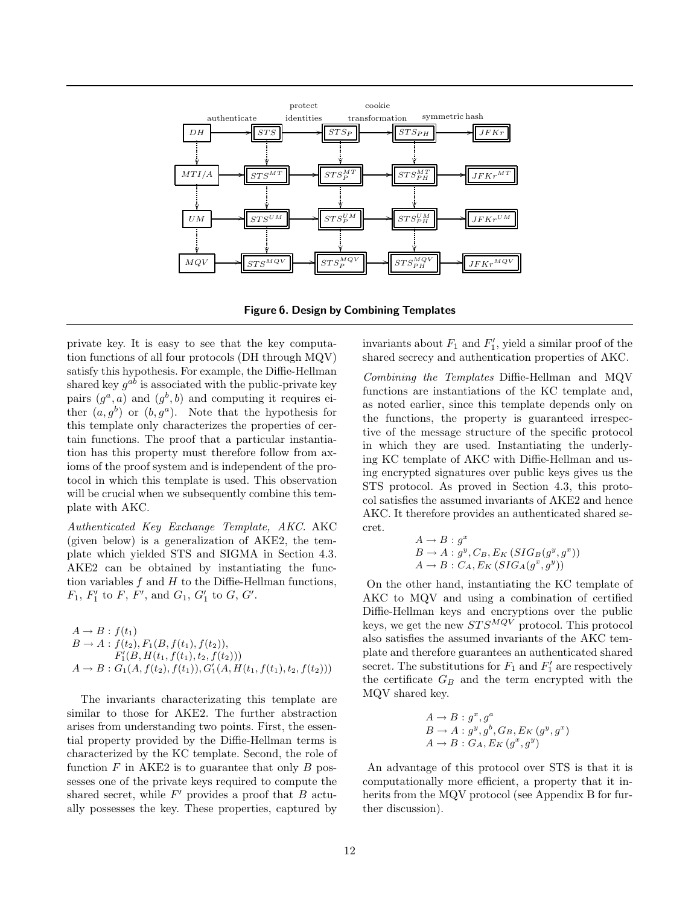Figure 6. Design by Combining Templates

private key. It is easy to see that the key computation functions of all four protocols (DH through MQV) satisfy this hypothesis. For example, the Diffie-Hellman shared key $g^{ab}$ is associated with the public-private key pairs $(g^a, a)$ and $(g^b, b)$ and computing it requires either $(a, g^b)$ or $(b, g^a)$. Note that the hypothesis for this template only characterizes the properties of certain functions. The proof that a particular instantiation has this property must therefore follow from axioms of the proof system and is independent of the protocol in which this template is used. This observation will be crucial when we subsequently combine this template with AKC.

*Authenticated Key Exchange Template, AKC.* AKC (given below) is a generalization of AKE2, the template which yielded STS and SIGMA in Section 4.3. AKE2 can be obtained by instantiating the function variables $f$ and $H$ to the Diffie-Hellman functions, $F_1$, $F_1'$ to $F$, $F'$, and $G_1$, $G_1'$ to $G$, $G'$.

$$
\begin{aligned}
&A \rightarrow B : f(t_1)\\
&B \rightarrow A : f(t_2), F_1(B, f(t_1), f(t_2)),\\
&\qquad F_1'(B, H(t_1, f(t_1), t_2, f(t_2)))\\
&A \rightarrow B : G_1(A, f(t_2), f(t_1)), G_1'(A, H(t_1, f(t_1), t_2, f(t_2)))
\end{aligned}
$$

The invariants characterizating this template are similar to those for AKE2. The further abstraction arises from understanding two points. First, the essential property provided by the Diffie-Hellman terms is characterized by the KC template. Second, the role of function $F$ in AKE2 is to guarantee that only $B$ possesses one of the private keys required to compute the shared secret, while $F'$ provides a proof that $B$ actually possesses the key. These properties, captured by invariants about $F_1$ and $F_1'$, yield a similar proof of the shared secrecy and authentication properties of AKC.

*Combining the Templates* Diffie-Hellman and MQV functions are instantiations of the KC template and, as noted earlier, since this template depends only on the functions, the property is guaranteed irrespective of the message structure of the specific protocol in which they are used. Instantiating the underlying KC template of AKC with Diffie-Hellman and using encrypted signatures over public keys gives us the STS protocol. As proved in Section 4.3, this protocol satisfies the assumed invariants of AKE2 and hence AKC. It therefore provides an authenticated shared secret.

$$
\begin{aligned}
&A \rightarrow B : g^x\\
&B \rightarrow A : g^y, C_B, E_K\,(SIG_B(g^y, g^x))\\
&A \rightarrow B : C_A, E_K\,(SIG_A(g^x, g^y))
\end{aligned}
$$

On the other hand, instantiating the KC template of AKC to MQV and using a combination of certified Diffie-Hellman keys and encryptions over the public keys, we get the new $STS^{MQV}$ protocol. This protocol also satisfies the assumed invariants of the AKC template and therefore guarantees an authenticated shared secret. The substitutions for $F_1$ and $F_1'$ are respectively the certificate $G_B$ and the term encrypted with the MQV shared key.

$$
\begin{aligned}
&A \rightarrow B : g^x, g^a\\
&B \rightarrow A : g^y, g^b, G_B, E_K\,(g^y, g^x)\\
&A \rightarrow B : G_A, E_K\,(g^x, g^y)
\end{aligned}
$$

An advantage of this protocol over STS is that it is computationally more efficient, a property that it inherits from the MQV protocol (see Appendix B for further discussion).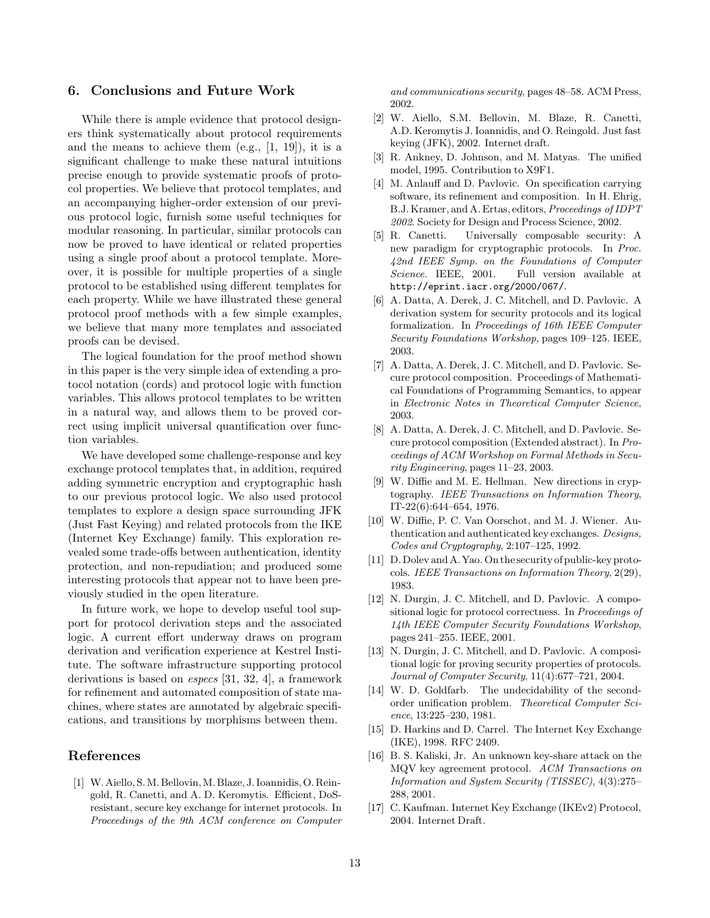## 6. Conclusions and Future Work

While there is ample evidence that protocol designers think systematically about protocol requirements and the means to achieve them (e.g., [1, 19]), it is a significant challenge to make these natural intuitions precise enough to provide systematic proofs of protocol properties. We believe that protocol templates, and an accompanying higher-order extension of our previous protocol logic, furnish some useful techniques for modular reasoning. In particular, similar protocols can now be proved to have identical or related properties using a single proof about a protocol template. Moreover, it is possible for multiple properties of a single protocol to be established using different templates for each property. While we have illustrated these general protocol proof methods with a few simple examples, we believe that many more templates and associated proofs can be devised.

The logical foundation for the proof method shown in this paper is the very simple idea of extending a protocol notation (cords) and protocol logic with function variables. This allows protocol templates to be written in a natural way, and allows them to be proved correct using implicit universal quantification over function variables.

We have developed some challenge-response and key exchange protocol templates that, in addition, required adding symmetric encryption and cryptographic hash to our previous protocol logic. We also used protocol templates to explore a design space surrounding JFK (Just Fast Keying) and related protocols from the IKE (Internet Key Exchange) family. This exploration revealed some trade-offs between authentication, identity protection, and non-repudiation; and produced some interesting protocols that appear not to have been previously studied in the open literature.

In future work, we hope to develop useful tool support for protocol derivation steps and the associated logic. A current effort underway draws on program derivation and verification experience at Kestrel Institute. The software infrastructure supporting protocol derivations is based on *especs* [31, 32, 4], a framework for refinement and automated composition of state machines, where states are annotated by algebraic specifications, and transitions by morphisms between them.

## References

[1] W. Aiello, S. M. Bellovin, M. Blaze, J. Ioannidis, O. Reingold, R. Canetti, and A. D. Keromytis. Efficient, DoS-resistant, secure key exchange for internet protocols. In *Proceedings of the 9th ACM conference on Computer and communications security*, pages 48–58. ACM Press, 2002.

[2] W. Aiello, S.M. Bellovin, M. Blaze, R. Canetti, A.D. Keromytis J. Ioannidis, and O. Reingold. Just fast keying (JFK), 2002. Internet draft.

[3] R. Ankney, D. Johnson, and M. Matyas. The unified model, 1995. Contribution to X9F1.

[4] M. Anlauff and D. Pavlovic. On specification carrying software, its refinement and composition. In H. Ehrig, B.J. Kramer, and A. Ertas, editors, *Proceedings of IDPT 2002*. Society for Design and Process Science, 2002.

[5] R. Canetti. Universally composable security: A new paradigm for cryptographic protocols. In *Proc. 42nd IEEE Symp. on the Foundations of Computer Science*. IEEE, 2001. Full version available at http://eprint.iacr.org/2000/067/.

[6] A. Datta, A. Derek, J. C. Mitchell, and D. Pavlovic. A derivation system for security protocols and its logical formalization. In *Proceedings of 16th IEEE Computer Security Foundations Workshop*, pages 109–125. IEEE, 2003.

[7] A. Datta, A. Derek, J. C. Mitchell, and D. Pavlovic. Secure protocol composition. Proceedings of Mathematical Foundations of Programming Semantics, to appear in *Electronic Notes in Theoretical Computer Science*, 2003.

[8] A. Datta, A. Derek, J. C. Mitchell, and D. Pavlovic. Secure protocol composition (Extended abstract). In *Proceedings of ACM Workshop on Formal Methods in Security Engineering*, pages 11–23, 2003.

[9] W. Diffie and M. E. Hellman. New directions in cryptography. *IEEE Transactions on Information Theory*, IT-22(6):644–654, 1976.

[10] W. Diffie, P. C. Van Oorschot, and M. J. Wiener. Authentication and authenticated key exchanges. *Designs, Codes and Cryptography*, 2:107–125, 1992.

[11] D. Dolev and A. Yao. On the security of public-key protocols. *IEEE Transactions on Information Theory*, 2(29), 1983.

[12] N. Durgin, J. C. Mitchell, and D. Pavlovic. A compositional logic for protocol correctness. In *Proceedings of 14th IEEE Computer Security Foundations Workshop*, pages 241–255. IEEE, 2001.

[13] N. Durgin, J. C. Mitchell, and D. Pavlovic. A compositional logic for proving security properties of protocols. *Journal of Computer Security*, 11(4):677–721, 2004.

[14] W. D. Goldfarb. The undecidability of the second-order unification problem. *Theoretical Computer Science*, 13:225–230, 1981.

[15] D. Harkins and D. Carrel. The Internet Key Exchange (IKE), 1998. RFC 2409.

[16] B. S. Kaliski, Jr. An unknown key-share attack on the MQV key agreement protocol. *ACM Transactions on Information and System Security (TISSEC)*, 4(3):275–288, 2001.

[17] C. Kaufman. Internet Key Exchange (IKEv2) Protocol, 2004. Internet Draft.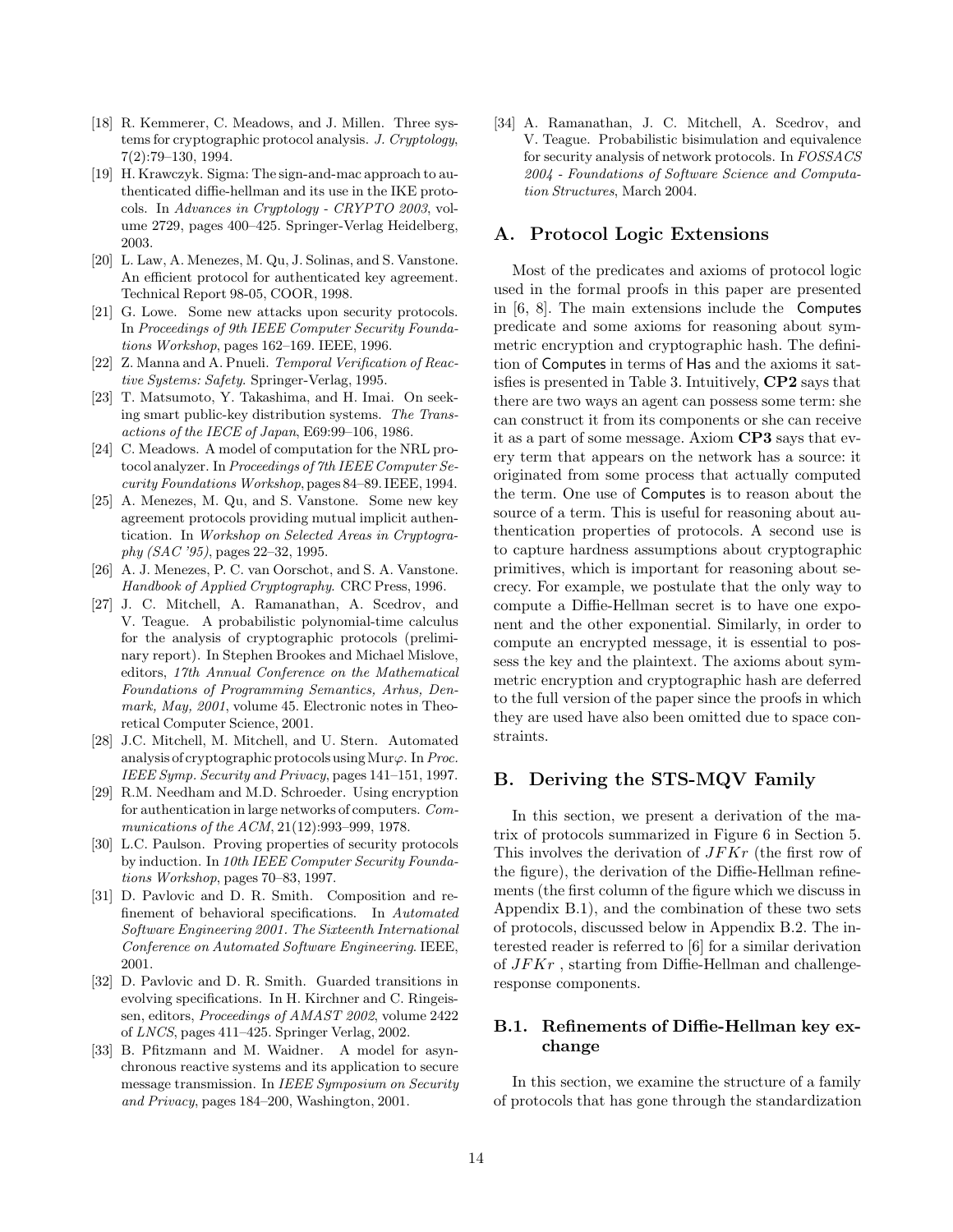[18] R. Kemmerer, C. Meadows, and J. Millen. Three systems for cryptographic protocol analysis. *J. Cryptology*, 7(2):79–130, 1994.

[19] H. Krawczyk. Sigma: The sign-and-mac approach to authenticated diffie-hellman and its use in the IKE protocols. In *Advances in Cryptology - CRYPTO 2003*, volume 2729, pages 400–425. Springer-Verlag Heidelberg, 2003.

[20] L. Law, A. Menezes, M. Qu, J. Solinas, and S. Vanstone. An efficient protocol for authenticated key agreement. Technical Report 98-05, COOR, 1998.

[21] G. Lowe. Some new attacks upon security protocols. In *Proceedings of 9th IEEE Computer Security Foundations Workshop*, pages 162–169. IEEE, 1996.

[22] Z. Manna and A. Pnueli. *Temporal Verification of Reactive Systems: Safety*. Springer-Verlag, 1995.

[23] T. Matsumoto, Y. Takashima, and H. Imai. On seeking smart public-key distribution systems. *The Transactions of the IECE of Japan*, E69:99–106, 1986.

[24] C. Meadows. A model of computation for the NRL protocol analyzer. In *Proceedings of 7th IEEE Computer Security Foundations Workshop*, pages 84–89. IEEE, 1994.

[25] A. Menezes, M. Qu, and S. Vanstone. Some new key agreement protocols providing mutual implicit authentication. In *Workshop on Selected Areas in Cryptography (SAC '95)*, pages 22–32, 1995.

[26] A. J. Menezes, P. C. van Oorschot, and S. A. Vanstone. *Handbook of Applied Cryptography*. CRC Press, 1996.

[27] J. C. Mitchell, A. Ramanathan, A. Scedrov, and V. Teague. A probabilistic polynomial-time calculus for the analysis of cryptographic protocols (preliminary report). In Stephen Brookes and Michael Mislove, editors, *17th Annual Conference on the Mathematical Foundations of Programming Semantics, Arhus, Denmark, May, 2001*, volume 45. Electronic notes in Theoretical Computer Science, 2001.

[28] J.C. Mitchell, M. Mitchell, and U. Stern. Automated analysis of cryptographic protocols using Mur$\varphi$. In *Proc. IEEE Symp. Security and Privacy*, pages 141–151, 1997.

[29] R.M. Needham and M.D. Schroeder. Using encryption for authentication in large networks of computers. *Communications of the ACM*, 21(12):993–999, 1978.

[30] L.C. Paulson. Proving properties of security protocols by induction. In *10th IEEE Computer Security Foundations Workshop*, pages 70–83, 1997.

[31] D. Pavlovic and D. R. Smith. Composition and refinement of behavioral specifications. In *Automated Software Engineering 2001. The Sixteenth International Conference on Automated Software Engineering*. IEEE, 2001.

[32] D. Pavlovic and D. R. Smith. Guarded transitions in evolving specifications. In H. Kirchner and C. Ringeissen, editors, *Proceedings of AMAST 2002*, volume 2422 of *LNCS*, pages 411–425. Springer Verlag, 2002.

[33] B. Pfitzmann and M. Waidner. A model for asynchronous reactive systems and its application to secure message transmission. In *IEEE Symposium on Security and Privacy*, pages 184–200, Washington, 2001.

[34] A. Ramanathan, J. C. Mitchell, A. Scedrov, and V. Teague. Probabilistic bisimulation and equivalence for security analysis of network protocols. In *FOSSACS 2004 - Foundations of Software Science and Computation Structures*, March 2004.

## A. Protocol Logic Extensions

Most of the predicates and axioms of protocol logic used in the formal proofs in this paper are presented in [6, 8]. The main extensions include the Computes predicate and some axioms for reasoning about symmetric encryption and cryptographic hash. The definition of Computes in terms of Has and the axioms it satisfies is presented in Table 3. Intuitively, **CP2** says that there are two ways an agent can possess some term: she can construct it from its components or she can receive it as a part of some message. Axiom **CP3** says that every term that appears on the network has a source: it originated from some process that actually computed the term. One use of Computes is to reason about the source of a term. This is useful for reasoning about authentication properties of protocols. A second use is to capture hardness assumptions about cryptographic primitives, which is important for reasoning about secrecy. For example, we postulate that the only way to compute a Diffie-Hellman secret is to have one exponent and the other exponential. Similarly, in order to compute an encrypted message, it is essential to possess the key and the plaintext. The axioms about symmetric encryption and cryptographic hash are deferred to the full version of the paper since the proofs in which they are used have also been omitted due to space constraints.

## B. Deriving the STS-MQV Family

In this section, we present a derivation of the matrix of protocols summarized in Figure 6 in Section 5. This involves the derivation of $JFKr$ (the first row of the figure), the derivation of the Diffie-Hellman refinements (the first column of the figure which we discuss in Appendix B.1), and the combination of these two sets of protocols, discussed below in Appendix B.2. The interested reader is referred to [6] for a similar derivation of $JFKr$ , starting from Diffie-Hellman and challenge-response components.

### B.1. Refinements of Diffie-Hellman key exchange

In this section, we examine the structure of a family of protocols that has gone through the standardization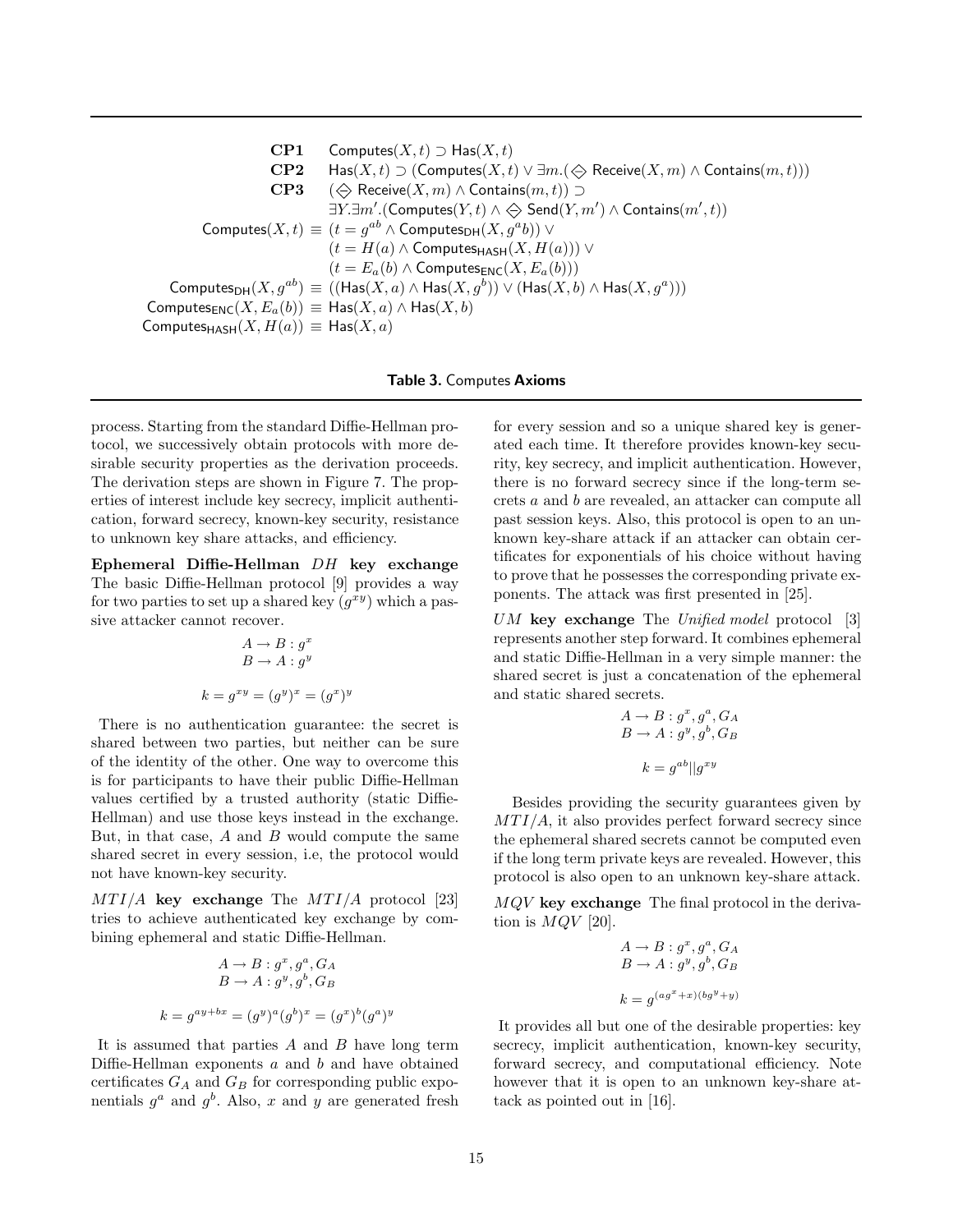$$
\begin{array}{rl}
\textbf{CP1} & \mathsf{Computes}(X,t) \supset \mathsf{Has}(X,t) \\
\textbf{CP2} & \mathsf{Has}(X,t) \supset (\mathsf{Computes}(X,t) \vee \exists m.(\Diamond\!\!\!\!-\, \mathsf{Receive}(X,m) \wedge \mathsf{Contains}(m,t))) \\
\textbf{CP3} & (\Diamond\!\!\!\!-\, \mathsf{Receive}(X,m) \wedge \mathsf{Contains}(m,t)) \supset \\
& \exists Y.\exists m'.(\mathsf{Computes}(Y,t) \wedge \Diamond\!\!\!\!-\, \mathsf{Send}(Y,m') \wedge \mathsf{Contains}(m',t)) \\
\mathsf{Computes}(X,t) \equiv & (t = g^{ab} \wedge \mathsf{Computes}_{\mathsf{DH}}(X, g^a b)) \vee \\
& (t = H(a) \wedge \mathsf{Computes}_{\mathsf{HASH}}(X, H(a))) \vee \\
& (t = E_a(b) \wedge \mathsf{Computes}_{\mathsf{ENC}}(X, E_a(b))) \\
\mathsf{Computes}_{\mathsf{DH}}(X, g^{ab}) \equiv & ((\mathsf{Has}(X,a) \wedge \mathsf{Has}(X,g^b)) \vee (\mathsf{Has}(X,b) \wedge \mathsf{Has}(X,g^a))) \\
\mathsf{Computes}_{\mathsf{ENC}}(X, E_a(b)) \equiv & \mathsf{Has}(X,a) \wedge \mathsf{Has}(X,b) \\
\mathsf{Computes}_{\mathsf{HASH}}(X, H(a)) \equiv & \mathsf{Has}(X,a)
\end{array}
$$

**Table 3.** Computes **Axioms**

process. Starting from the standard Diffie-Hellman protocol, we successively obtain protocols with more desirable security properties as the derivation proceeds. The derivation steps are shown in Figure 7. The properties of interest include key secrecy, implicit authentication, forward secrecy, known-key security, resistance to unknown key share attacks, and efficiency.

**Ephemeral Diffie-Hellman** $DH$ **key exchange** The basic Diffie-Hellman protocol [9] provides a way for two parties to set up a shared key ($g^{xy}$) which a passive attacker cannot recover.

$$
\begin{array}{c}
A \rightarrow B : g^x \\
B \rightarrow A : g^y
\end{array}
$$

$$k = g^{xy} = (g^y)^x = (g^x)^y$$

There is no authentication guarantee: the secret is shared between two parties, but neither can be sure of the identity of the other. One way to overcome this is for participants to have their public Diffie-Hellman values certified by a trusted authority (static Diffie-Hellman) and use those keys instead in the exchange. But, in that case, $A$ and $B$ would compute the same shared secret in every session, i.e, the protocol would not have known-key security.

$MTI/A$ **key exchange** The $MTI/A$ protocol [23] tries to achieve authenticated key exchange by combining ephemeral and static Diffie-Hellman.

$$
\begin{array}{c}
A \rightarrow B : g^x, g^a, G_A \\
B \rightarrow A : g^y, g^b, G_B
\end{array}
$$

$$k = g^{ay+bx} = (g^y)^a (g^b)^x = (g^x)^b (g^a)^y$$

It is assumed that parties $A$ and $B$ have long term Diffie-Hellman exponents $a$ and $b$ and have obtained certificates $G_A$ and $G_B$ for corresponding public exponentials $g^a$ and $g^b$. Also, $x$ and $y$ are generated fresh for every session and so a unique shared key is generated each time. It therefore provides known-key security, key secrecy, and implicit authentication. However, there is no forward secrecy since if the long-term secrets $a$ and $b$ are revealed, an attacker can compute all past session keys. Also, this protocol is open to an unknown key-share attack if an attacker can obtain certificates for exponentials of his choice without having to prove that he possesses the corresponding private exponents. The attack was first presented in [25].

$UM$ **key exchange** The *Unified model* protocol [3] represents another step forward. It combines ephemeral and static Diffie-Hellman in a very simple manner: the shared secret is just a concatenation of the ephemeral and static shared secrets.

$$
\begin{array}{c}
A \rightarrow B : g^x, g^a, G_A \\
B \rightarrow A : g^y, g^b, G_B
\end{array}
$$

$$k = g^{ab} || g^{xy}$$

Besides providing the security guarantees given by $MTI/A$, it also provides perfect forward secrecy since the ephemeral shared secrets cannot be computed even if the long term private keys are revealed. However, this protocol is also open to an unknown key-share attack.

$MQV$ **key exchange** The final protocol in the derivation is $MQV$ [20].

$$
\begin{array}{c}
A \rightarrow B : g^x, g^a, G_A \\
B \rightarrow A : g^y, g^b, G_B
\end{array}
$$

$$k = g^{(ag^x + x)(bg^y + y)}$$

It provides all but one of the desirable properties: key secrecy, implicit authentication, known-key security, forward secrecy, and computational efficiency. Note however that it is open to an unknown key-share attack as pointed out in [16].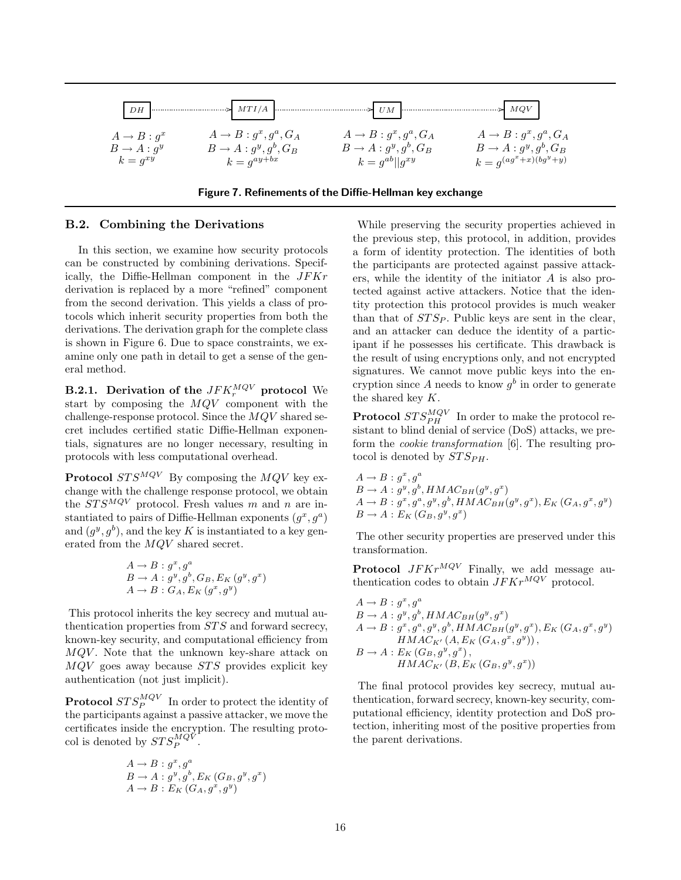DH ······> MTI/A ······> UM ······> MQV

$A \to B : g^x$
$B \to A : g^y$
$k = g^{xy}$

$A \to B : g^x, g^a, G_A$
$B \to A : g^y, g^b, G_B$
$k = g^{ay+bx}$

$A \to B : g^x, g^a, G_A$
$B \to A : g^y, g^b, G_B$
$k = g^{ab} || g^{xy}$

$A \to B : g^x, g^a, G_A$
$B \to A : g^y, g^b, G_B$
$k = g^{(ag^x+x)(bg^y+y)}$

**Figure 7. Refinements of the Diffie-Hellman key exchange**

### B.2. Combining the Derivations

In this section, we examine how security protocols can be constructed by combining derivations. Specifically, the Diffie-Hellman component in the $JFKr$ derivation is replaced by a more "refined" component from the second derivation. This yields a class of protocols which inherit security properties from both the derivations. The derivation graph for the complete class is shown in Figure 6. Due to space constraints, we examine only one path in detail to get a sense of the general method.

**B.2.1. Derivation of the $JFK_r^{MQV}$ protocol** We start by composing the $MQV$ component with the challenge-response protocol. Since the $MQV$ shared secret includes certified static Diffie-Hellman exponentials, signatures are no longer necessary, resulting in protocols with less computational overhead.

**Protocol $STS^{MQV}$** By composing the $MQV$ key exchange with the challenge response protocol, we obtain the $STS^{MQV}$ protocol. Fresh values $m$ and $n$ are instantiated to pairs of Diffie-Hellman exponents $(g^x, g^a)$ and $(g^y, g^b)$, and the key $K$ is instantiated to a key generated from the $MQV$ shared secret.

$A \to B : g^x, g^a$
$B \to A : g^y, g^b, G_B, E_K(g^y, g^x)$
$A \to B : G_A, E_K(g^x, g^y)$

This protocol inherits the key secrecy and mutual authentication properties from $STS$ and forward secrecy, known-key security, and computational efficiency from $MQV$. Note that the unknown key-share attack on $MQV$ goes away because $STS$ provides explicit key authentication (not just implicit).

**Protocol $STS_P^{MQV}$** In order to protect the identity of the participants against a passive attacker, we move the certificates inside the encryption. The resulting protocol is denoted by $STS_P^{MQV}$.

$A \to B : g^x, g^a$
$B \to A : g^y, g^b, E_K(G_B, g^y, g^x)$
$A \to B : E_K(G_A, g^x, g^y)$

While preserving the security properties achieved in the previous step, this protocol, in addition, provides a form of identity protection. The identities of both the participants are protected against passive attackers, while the identity of the initiator $A$ is also protected against active attackers. Notice that the identity protection this protocol provides is much weaker than that of $STS_P$. Public keys are sent in the clear, and an attacker can deduce the identity of a participant if he possesses his certificate. This drawback is the result of using encryptions only, and not encrypted signatures. We cannot move public keys into the encryption since $A$ needs to know $g^b$ in order to generate the shared key $K$.

**Protocol $STS_{PH}^{MQV}$** In order to make the protocol resistant to blind denial of service (DoS) attacks, we preform the *cookie transformation* [6]. The resulting protocol is denoted by $STS_{PH}$.

$A \to B : g^x, g^a$
$B \to A : g^y, g^b, HMAC_{BH}(g^y, g^x)$
$A \to B : g^x, g^a, g^y, g^b, HMAC_{BH}(g^y, g^x), E_K(G_A, g^x, g^y)$
$B \to A : E_K(G_B, g^y, g^x)$

The other security properties are preserved under this transformation.

**Protocol $JFKr^{MQV}$** Finally, we add message authentication codes to obtain $JFKr^{MQV}$ protocol.

$A \to B : g^x, g^a$
$B \to A : g^y, g^b, HMAC_{BH}(g^y, g^x)$
$A \to B : g^x, g^a, g^y, g^b, HMAC_{BH}(g^y, g^x), E_K(G_A, g^x, g^y)$
$\quad HMAC_{K'}(A, E_K(G_A, g^x, g^y)),$
$B \to A : E_K(G_B, g^y, g^x),$
$\quad HMAC_{K'}(B, E_K(G_B, g^y, g^x))$

The final protocol provides key secrecy, mutual authentication, forward secrecy, known-key security, computational efficiency, identity protection and DoS protection, inheriting most of the positive properties from the parent derivations.